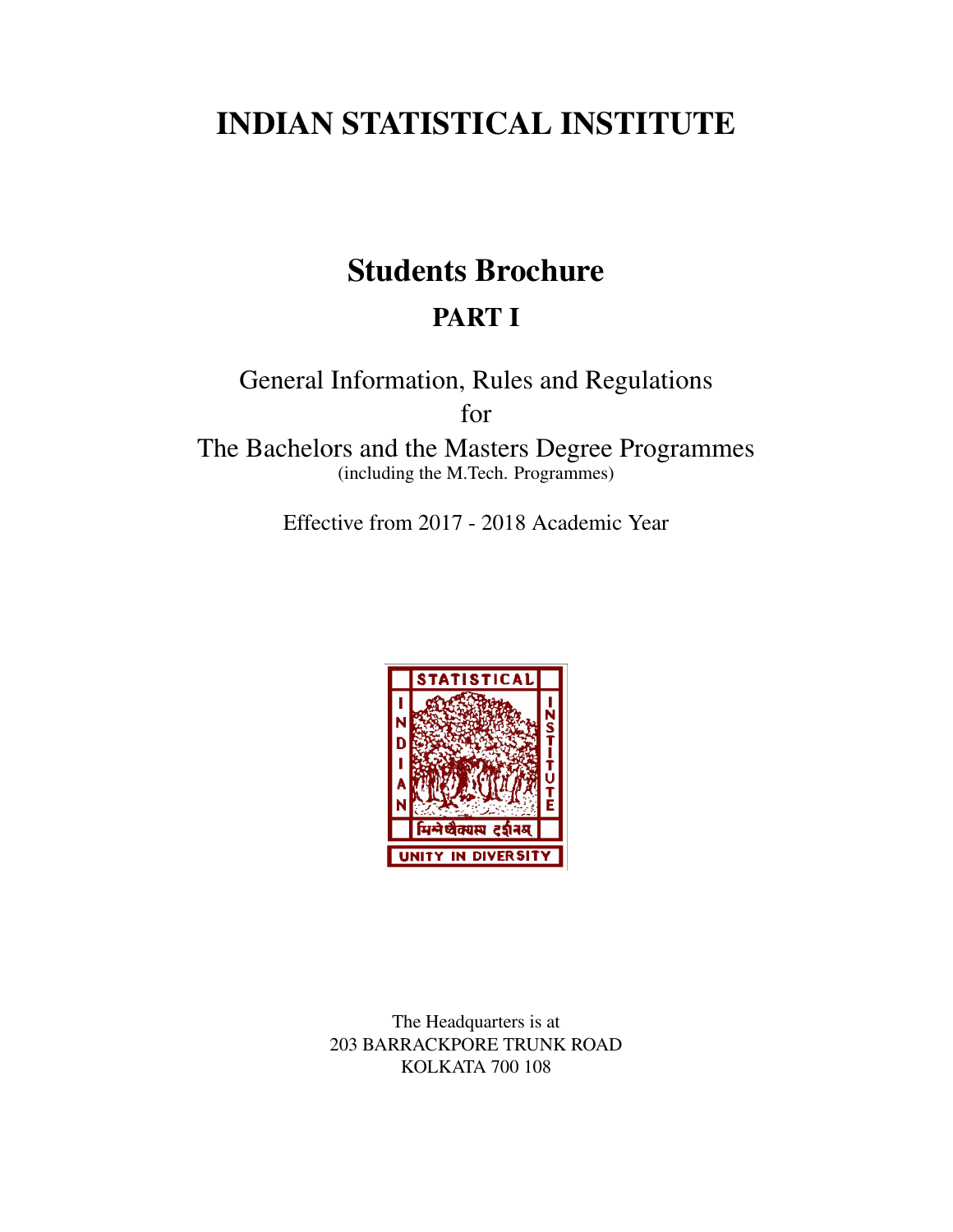# INDIAN STATISTICAL INSTITUTE

## Students Brochure

### PART I

General Information, Rules and Regulations
for
The Bachelors and the Masters Degree Programmes
(including the M.Tech. Programmes)

Effective from 2017 - 2018 Academic Year

The Headquarters is at
203 BARRACKPORE TRUNK ROAD
KOLKATA 700 108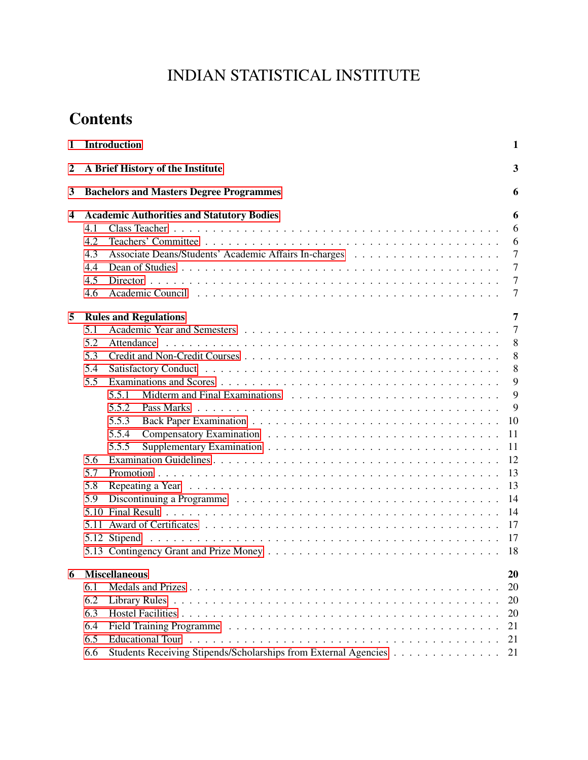# INDIAN STATISTICAL INSTITUTE

## Contents

**1 Introduction** **1**

**2 A Brief History of the Institute** **3**

**3 Bachelors and Masters Degree Programmes** **6**

**4 Academic Authorities and Statutory Bodies** **6**

- 4.1 Class Teacher . . . 6
- 4.2 Teachers' Committee . . . 6
- 4.3 Associate Deans/Students' Academic Affairs In-charges . . . 7
- 4.4 Dean of Studies . . . 7
- 4.5 Director . . . 7
- 4.6 Academic Council . . . 7

**5 Rules and Regulations** **7**

- 5.1 Academic Year and Semesters . . . 7
- 5.2 Attendance . . . 8
- 5.3 Credit and Non-Credit Courses . . . 8
- 5.4 Satisfactory Conduct . . . 8
- 5.5 Examinations and Scores . . . 9
  - 5.5.1 Midterm and Final Examinations . . . 9
  - 5.5.2 Pass Marks . . . 9
  - 5.5.3 Back Paper Examination . . . 10
  - 5.5.4 Compensatory Examination . . . 11
  - 5.5.5 Supplementary Examination . . . 11
- 5.6 Examination Guidelines . . . 12
- 5.7 Promotion . . . 13
- 5.8 Repeating a Year . . . 13
- 5.9 Discontinuing a Programme . . . 14
- 5.10 Final Result . . . 14
- 5.11 Award of Certificates . . . 17
- 5.12 Stipend . . . 17
- 5.13 Contingency Grant and Prize Money . . . 18

**6 Miscellaneous** **20**

- 6.1 Medals and Prizes . . . 20
- 6.2 Library Rules . . . 20
- 6.3 Hostel Facilities . . . 20
- 6.4 Field Training Programme . . . 21
- 6.5 Educational Tour . . . 21
- 6.6 Students Receiving Stipends/Scholarships from External Agencies . . . 21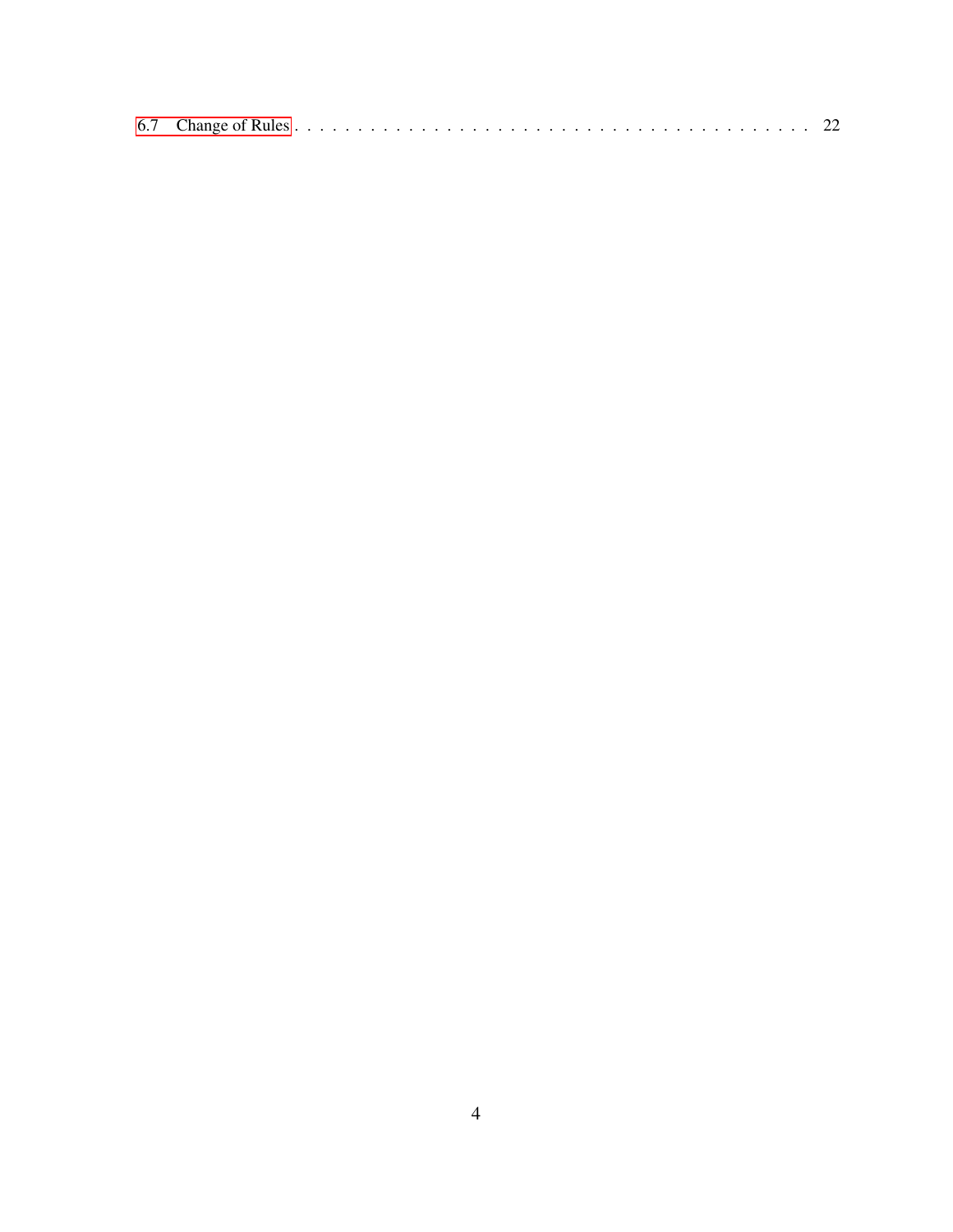6.7 Change of Rules . . . . . . . . . . . . . . . . . . . . . . . . . . . . . . . . . . . . . . . . 22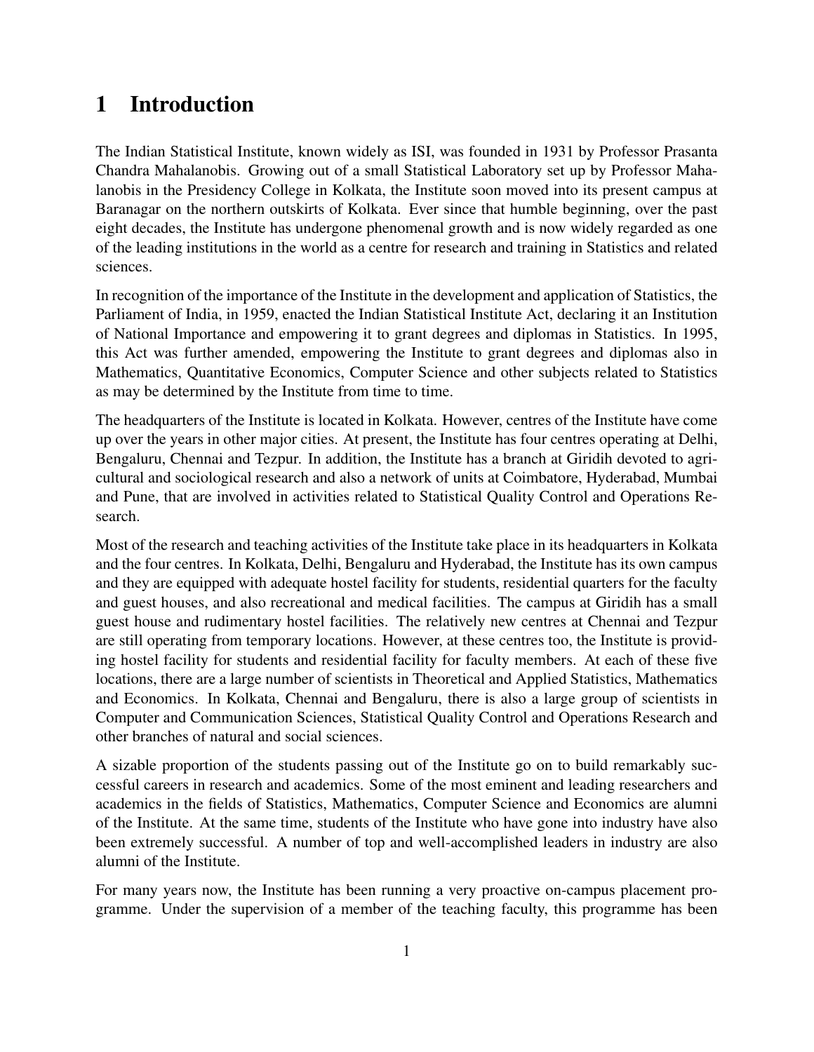# 1 Introduction

The Indian Statistical Institute, known widely as ISI, was founded in 1931 by Professor Prasanta Chandra Mahalanobis. Growing out of a small Statistical Laboratory set up by Professor Mahalanobis in the Presidency College in Kolkata, the Institute soon moved into its present campus at Baranagar on the northern outskirts of Kolkata. Ever since that humble beginning, over the past eight decades, the Institute has undergone phenomenal growth and is now widely regarded as one of the leading institutions in the world as a centre for research and training in Statistics and related sciences.

In recognition of the importance of the Institute in the development and application of Statistics, the Parliament of India, in 1959, enacted the Indian Statistical Institute Act, declaring it an Institution of National Importance and empowering it to grant degrees and diplomas in Statistics. In 1995, this Act was further amended, empowering the Institute to grant degrees and diplomas also in Mathematics, Quantitative Economics, Computer Science and other subjects related to Statistics as may be determined by the Institute from time to time.

The headquarters of the Institute is located in Kolkata. However, centres of the Institute have come up over the years in other major cities. At present, the Institute has four centres operating at Delhi, Bengaluru, Chennai and Tezpur. In addition, the Institute has a branch at Giridih devoted to agricultural and sociological research and also a network of units at Coimbatore, Hyderabad, Mumbai and Pune, that are involved in activities related to Statistical Quality Control and Operations Research.

Most of the research and teaching activities of the Institute take place in its headquarters in Kolkata and the four centres. In Kolkata, Delhi, Bengaluru and Hyderabad, the Institute has its own campus and they are equipped with adequate hostel facility for students, residential quarters for the faculty and guest houses, and also recreational and medical facilities. The campus at Giridih has a small guest house and rudimentary hostel facilities. The relatively new centres at Chennai and Tezpur are still operating from temporary locations. However, at these centres too, the Institute is providing hostel facility for students and residential facility for faculty members. At each of these five locations, there are a large number of scientists in Theoretical and Applied Statistics, Mathematics and Economics. In Kolkata, Chennai and Bengaluru, there is also a large group of scientists in Computer and Communication Sciences, Statistical Quality Control and Operations Research and other branches of natural and social sciences.

A sizable proportion of the students passing out of the Institute go on to build remarkably successful careers in research and academics. Some of the most eminent and leading researchers and academics in the fields of Statistics, Mathematics, Computer Science and Economics are alumni of the Institute. At the same time, students of the Institute who have gone into industry have also been extremely successful. A number of top and well-accomplished leaders in industry are also alumni of the Institute.

For many years now, the Institute has been running a very proactive on-campus placement programme. Under the supervision of a member of the teaching faculty, this programme has been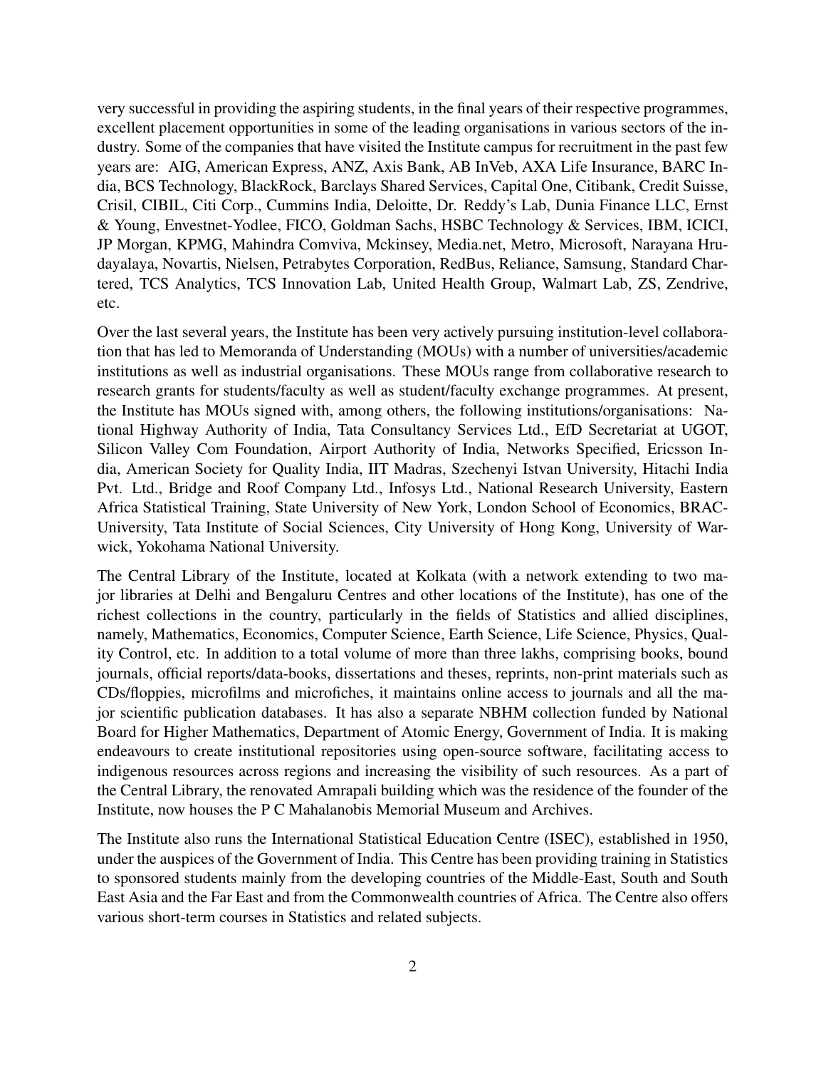very successful in providing the aspiring students, in the final years of their respective programmes, excellent placement opportunities in some of the leading organisations in various sectors of the industry. Some of the companies that have visited the Institute campus for recruitment in the past few years are: AIG, American Express, ANZ, Axis Bank, AB InVeb, AXA Life Insurance, BARC India, BCS Technology, BlackRock, Barclays Shared Services, Capital One, Citibank, Credit Suisse, Crisil, CIBIL, Citi Corp., Cummins India, Deloitte, Dr. Reddy's Lab, Dunia Finance LLC, Ernst & Young, Envestnet-Yodlee, FICO, Goldman Sachs, HSBC Technology & Services, IBM, ICICI, JP Morgan, KPMG, Mahindra Comviva, Mckinsey, Media.net, Metro, Microsoft, Narayana Hrudayalaya, Novartis, Nielsen, Petrabytes Corporation, RedBus, Reliance, Samsung, Standard Chartered, TCS Analytics, TCS Innovation Lab, United Health Group, Walmart Lab, ZS, Zendrive, etc.

Over the last several years, the Institute has been very actively pursuing institution-level collaboration that has led to Memoranda of Understanding (MOUs) with a number of universities/academic institutions as well as industrial organisations. These MOUs range from collaborative research to research grants for students/faculty as well as student/faculty exchange programmes. At present, the Institute has MOUs signed with, among others, the following institutions/organisations: National Highway Authority of India, Tata Consultancy Services Ltd., EfD Secretariat at UGOT, Silicon Valley Com Foundation, Airport Authority of India, Networks Specified, Ericsson India, American Society for Quality India, IIT Madras, Szechenyi Istvan University, Hitachi India Pvt. Ltd., Bridge and Roof Company Ltd., Infosys Ltd., National Research University, Eastern Africa Statistical Training, State University of New York, London School of Economics, BRAC-University, Tata Institute of Social Sciences, City University of Hong Kong, University of Warwick, Yokohama National University.

The Central Library of the Institute, located at Kolkata (with a network extending to two major libraries at Delhi and Bengaluru Centres and other locations of the Institute), has one of the richest collections in the country, particularly in the fields of Statistics and allied disciplines, namely, Mathematics, Economics, Computer Science, Earth Science, Life Science, Physics, Quality Control, etc. In addition to a total volume of more than three lakhs, comprising books, bound journals, official reports/data-books, dissertations and theses, reprints, non-print materials such as CDs/floppies, microfilms and microfiches, it maintains online access to journals and all the major scientific publication databases. It has also a separate NBHM collection funded by National Board for Higher Mathematics, Department of Atomic Energy, Government of India. It is making endeavours to create institutional repositories using open-source software, facilitating access to indigenous resources across regions and increasing the visibility of such resources. As a part of the Central Library, the renovated Amrapali building which was the residence of the founder of the Institute, now houses the P C Mahalanobis Memorial Museum and Archives.

The Institute also runs the International Statistical Education Centre (ISEC), established in 1950, under the auspices of the Government of India. This Centre has been providing training in Statistics to sponsored students mainly from the developing countries of the Middle-East, South and South East Asia and the Far East and from the Commonwealth countries of Africa. The Centre also offers various short-term courses in Statistics and related subjects.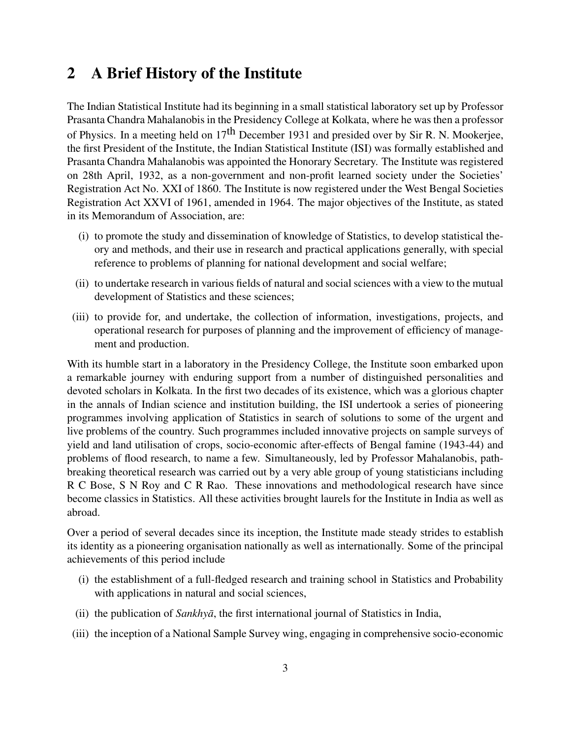## 2 A Brief History of the Institute

The Indian Statistical Institute had its beginning in a small statistical laboratory set up by Professor Prasanta Chandra Mahalanobis in the Presidency College at Kolkata, where he was then a professor of Physics. In a meeting held on 17th December 1931 and presided over by Sir R. N. Mookerjee, the first President of the Institute, the Indian Statistical Institute (ISI) was formally established and Prasanta Chandra Mahalanobis was appointed the Honorary Secretary. The Institute was registered on 28th April, 1932, as a non-government and non-profit learned society under the Societies' Registration Act No. XXI of 1860. The Institute is now registered under the West Bengal Societies Registration Act XXVI of 1961, amended in 1964. The major objectives of the Institute, as stated in its Memorandum of Association, are:

(i) to promote the study and dissemination of knowledge of Statistics, to develop statistical theory and methods, and their use in research and practical applications generally, with special reference to problems of planning for national development and social welfare;

(ii) to undertake research in various fields of natural and social sciences with a view to the mutual development of Statistics and these sciences;

(iii) to provide for, and undertake, the collection of information, investigations, projects, and operational research for purposes of planning and the improvement of efficiency of management and production.

With its humble start in a laboratory in the Presidency College, the Institute soon embarked upon a remarkable journey with enduring support from a number of distinguished personalities and devoted scholars in Kolkata. In the first two decades of its existence, which was a glorious chapter in the annals of Indian science and institution building, the ISI undertook a series of pioneering programmes involving application of Statistics in search of solutions to some of the urgent and live problems of the country. Such programmes included innovative projects on sample surveys of yield and land utilisation of crops, socio-economic after-effects of Bengal famine (1943-44) and problems of flood research, to name a few. Simultaneously, led by Professor Mahalanobis, path-breaking theoretical research was carried out by a very able group of young statisticians including R C Bose, S N Roy and C R Rao. These innovations and methodological research have since become classics in Statistics. All these activities brought laurels for the Institute in India as well as abroad.

Over a period of several decades since its inception, the Institute made steady strides to establish its identity as a pioneering organisation nationally as well as internationally. Some of the principal achievements of this period include

(i) the establishment of a full-fledged research and training school in Statistics and Probability with applications in natural and social sciences,

(ii) the publication of *Sankhyā*, the first international journal of Statistics in India,

(iii) the inception of a National Sample Survey wing, engaging in comprehensive socio-economic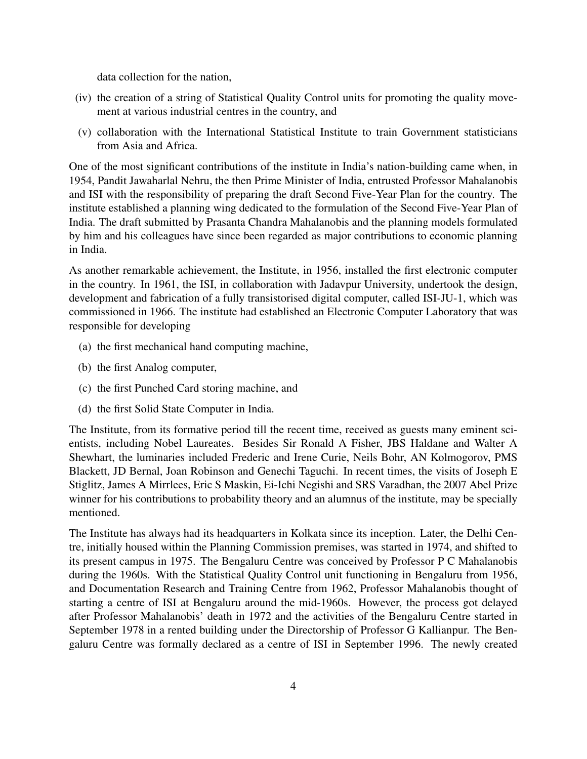data collection for the nation,

(iv) the creation of a string of Statistical Quality Control units for promoting the quality movement at various industrial centres in the country, and

(v) collaboration with the International Statistical Institute to train Government statisticians from Asia and Africa.

One of the most significant contributions of the institute in India's nation-building came when, in 1954, Pandit Jawaharlal Nehru, the then Prime Minister of India, entrusted Professor Mahalanobis and ISI with the responsibility of preparing the draft Second Five-Year Plan for the country. The institute established a planning wing dedicated to the formulation of the Second Five-Year Plan of India. The draft submitted by Prasanta Chandra Mahalanobis and the planning models formulated by him and his colleagues have since been regarded as major contributions to economic planning in India.

As another remarkable achievement, the Institute, in 1956, installed the first electronic computer in the country. In 1961, the ISI, in collaboration with Jadavpur University, undertook the design, development and fabrication of a fully transistorised digital computer, called ISI-JU-1, which was commissioned in 1966. The institute had established an Electronic Computer Laboratory that was responsible for developing

(a) the first mechanical hand computing machine,

(b) the first Analog computer,

(c) the first Punched Card storing machine, and

(d) the first Solid State Computer in India.

The Institute, from its formative period till the recent time, received as guests many eminent scientists, including Nobel Laureates. Besides Sir Ronald A Fisher, JBS Haldane and Walter A Shewhart, the luminaries included Frederic and Irene Curie, Neils Bohr, AN Kolmogorov, PMS Blackett, JD Bernal, Joan Robinson and Genechi Taguchi. In recent times, the visits of Joseph E Stiglitz, James A Mirrlees, Eric S Maskin, Ei-Ichi Negishi and SRS Varadhan, the 2007 Abel Prize winner for his contributions to probability theory and an alumnus of the institute, may be specially mentioned.

The Institute has always had its headquarters in Kolkata since its inception. Later, the Delhi Centre, initially housed within the Planning Commission premises, was started in 1974, and shifted to its present campus in 1975. The Bengaluru Centre was conceived by Professor P C Mahalanobis during the 1960s. With the Statistical Quality Control unit functioning in Bengaluru from 1956, and Documentation Research and Training Centre from 1962, Professor Mahalanobis thought of starting a centre of ISI at Bengaluru around the mid-1960s. However, the process got delayed after Professor Mahalanobis' death in 1972 and the activities of the Bengaluru Centre started in September 1978 in a rented building under the Directorship of Professor G Kallianpur. The Bengaluru Centre was formally declared as a centre of ISI in September 1996. The newly created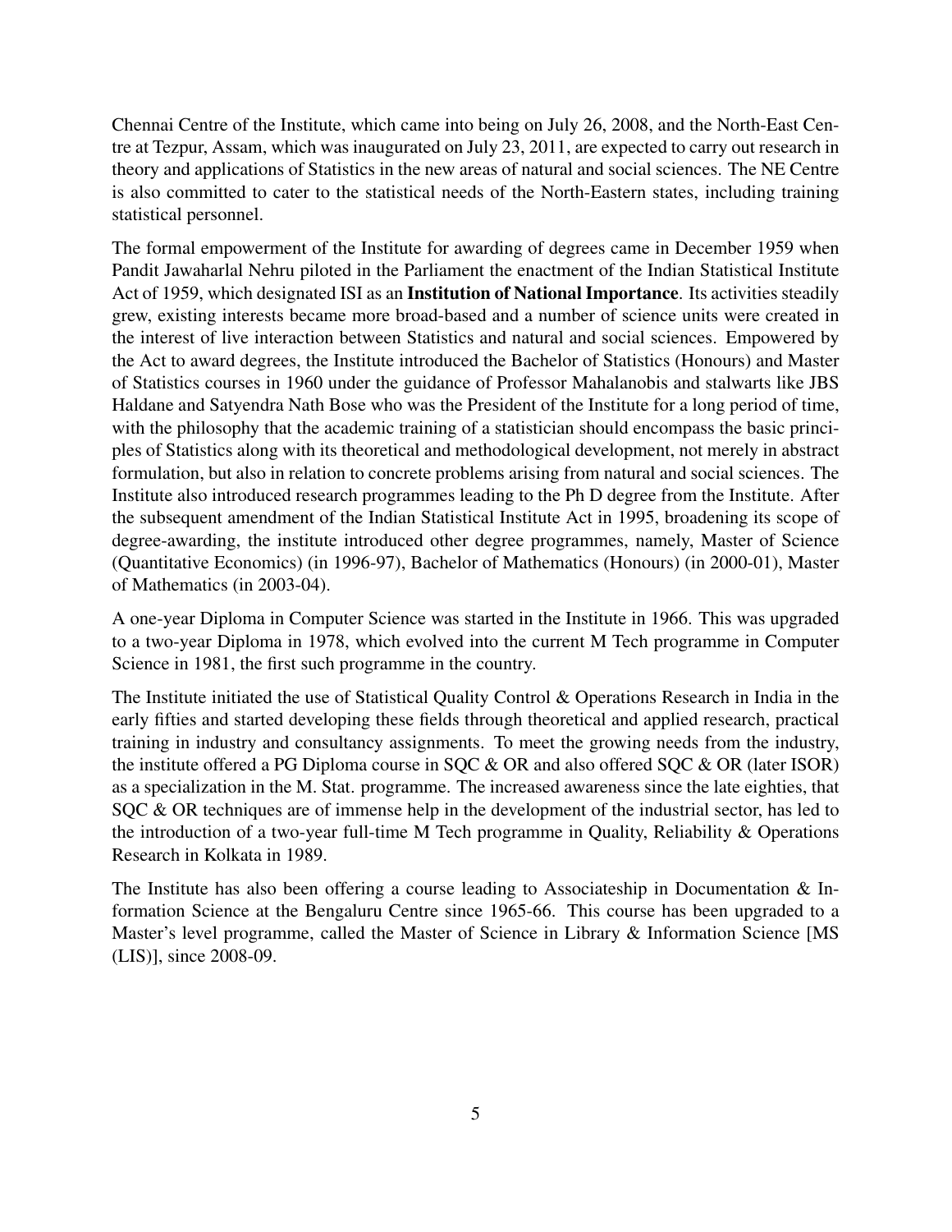Chennai Centre of the Institute, which came into being on July 26, 2008, and the North-East Centre at Tezpur, Assam, which was inaugurated on July 23, 2011, are expected to carry out research in theory and applications of Statistics in the new areas of natural and social sciences. The NE Centre is also committed to cater to the statistical needs of the North-Eastern states, including training statistical personnel.

The formal empowerment of the Institute for awarding of degrees came in December 1959 when Pandit Jawaharlal Nehru piloted in the Parliament the enactment of the Indian Statistical Institute Act of 1959, which designated ISI as an **Institution of National Importance**. Its activities steadily grew, existing interests became more broad-based and a number of science units were created in the interest of live interaction between Statistics and natural and social sciences. Empowered by the Act to award degrees, the Institute introduced the Bachelor of Statistics (Honours) and Master of Statistics courses in 1960 under the guidance of Professor Mahalanobis and stalwarts like JBS Haldane and Satyendra Nath Bose who was the President of the Institute for a long period of time, with the philosophy that the academic training of a statistician should encompass the basic principles of Statistics along with its theoretical and methodological development, not merely in abstract formulation, but also in relation to concrete problems arising from natural and social sciences. The Institute also introduced research programmes leading to the Ph D degree from the Institute. After the subsequent amendment of the Indian Statistical Institute Act in 1995, broadening its scope of degree-awarding, the institute introduced other degree programmes, namely, Master of Science (Quantitative Economics) (in 1996-97), Bachelor of Mathematics (Honours) (in 2000-01), Master of Mathematics (in 2003-04).

A one-year Diploma in Computer Science was started in the Institute in 1966. This was upgraded to a two-year Diploma in 1978, which evolved into the current M Tech programme in Computer Science in 1981, the first such programme in the country.

The Institute initiated the use of Statistical Quality Control & Operations Research in India in the early fifties and started developing these fields through theoretical and applied research, practical training in industry and consultancy assignments. To meet the growing needs from the industry, the institute offered a PG Diploma course in SQC & OR and also offered SQC & OR (later ISOR) as a specialization in the M. Stat. programme. The increased awareness since the late eighties, that SQC & OR techniques are of immense help in the development of the industrial sector, has led to the introduction of a two-year full-time M Tech programme in Quality, Reliability & Operations Research in Kolkata in 1989.

The Institute has also been offering a course leading to Associateship in Documentation & Information Science at the Bengaluru Centre since 1965-66. This course has been upgraded to a Master's level programme, called the Master of Science in Library & Information Science [MS (LIS)], since 2008-09.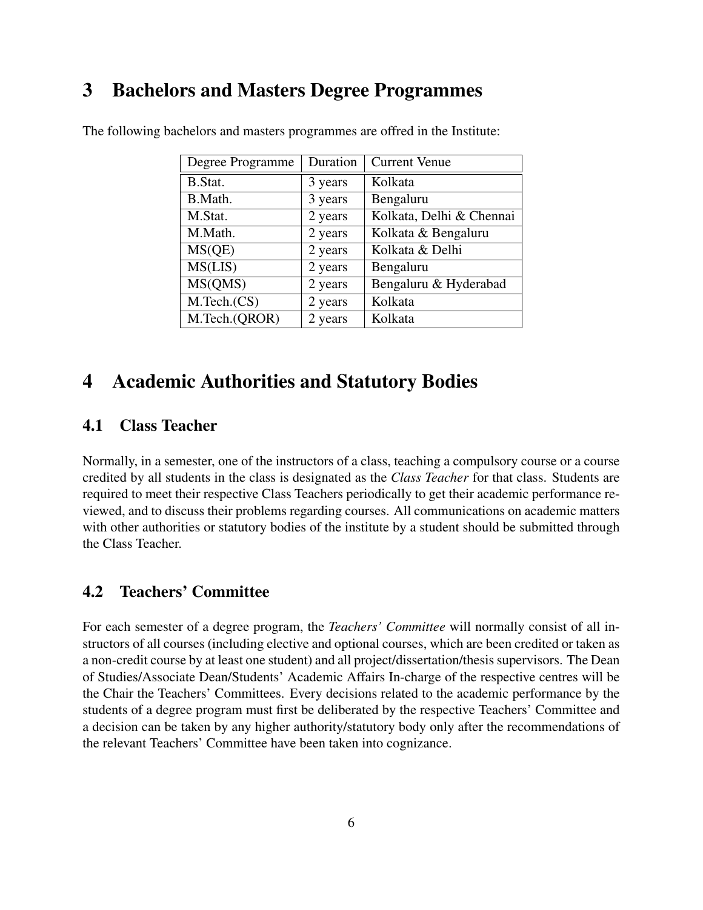# 3 Bachelors and Masters Degree Programmes

The following bachelors and masters programmes are offred in the Institute:

| Degree Programme | Duration | Current Venue |
|---|---|---|
| B.Stat. | 3 years | Kolkata |
| B.Math. | 3 years | Bengaluru |
| M.Stat. | 2 years | Kolkata, Delhi & Chennai |
| M.Math. | 2 years | Kolkata & Bengaluru |
| MS(QE) | 2 years | Kolkata & Delhi |
| MS(LIS) | 2 years | Bengaluru |
| MS(QMS) | 2 years | Bengaluru & Hyderabad |
| M.Tech.(CS) | 2 years | Kolkata |
| M.Tech.(QROR) | 2 years | Kolkata |

# 4 Academic Authorities and Statutory Bodies

## 4.1 Class Teacher

Normally, in a semester, one of the instructors of a class, teaching a compulsory course or a course credited by all students in the class is designated as the *Class Teacher* for that class. Students are required to meet their respective Class Teachers periodically to get their academic performance reviewed, and to discuss their problems regarding courses. All communications on academic matters with other authorities or statutory bodies of the institute by a student should be submitted through the Class Teacher.

## 4.2 Teachers' Committee

For each semester of a degree program, the *Teachers' Committee* will normally consist of all instructors of all courses (including elective and optional courses, which are been credited or taken as a non-credit course by at least one student) and all project/dissertation/thesis supervisors. The Dean of Studies/Associate Dean/Students' Academic Affairs In-charge of the respective centres will be the Chair the Teachers' Committees. Every decisions related to the academic performance by the students of a degree program must first be deliberated by the respective Teachers' Committee and a decision can be taken by any higher authority/statutory body only after the recommendations of the relevant Teachers' Committee have been taken into cognizance.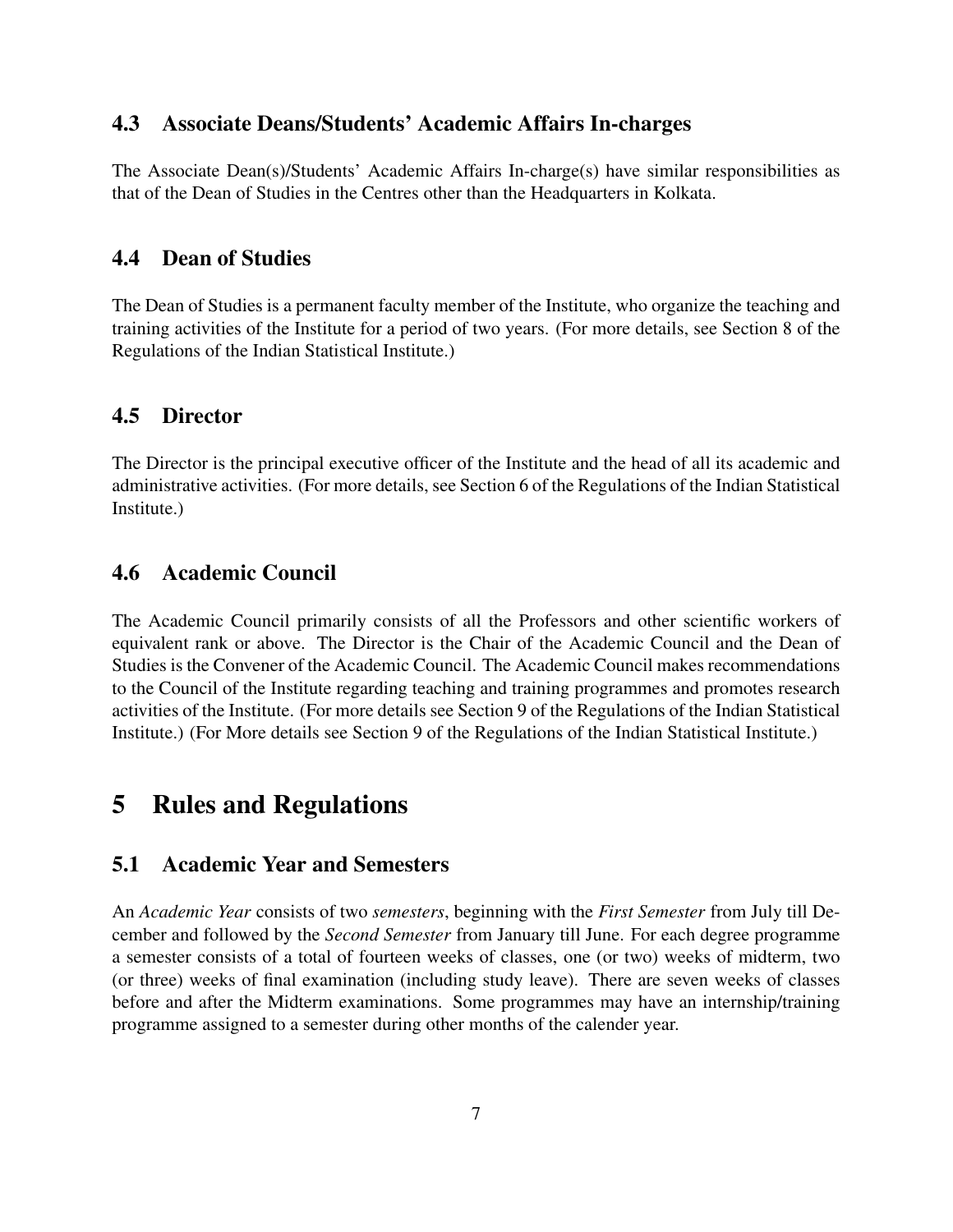### 4.3 Associate Deans/Students' Academic Affairs In-charges

The Associate Dean(s)/Students' Academic Affairs In-charge(s) have similar responsibilities as that of the Dean of Studies in the Centres other than the Headquarters in Kolkata.

### 4.4 Dean of Studies

The Dean of Studies is a permanent faculty member of the Institute, who organize the teaching and training activities of the Institute for a period of two years. (For more details, see Section 8 of the Regulations of the Indian Statistical Institute.)

### 4.5 Director

The Director is the principal executive officer of the Institute and the head of all its academic and administrative activities. (For more details, see Section 6 of the Regulations of the Indian Statistical Institute.)

### 4.6 Academic Council

The Academic Council primarily consists of all the Professors and other scientific workers of equivalent rank or above. The Director is the Chair of the Academic Council and the Dean of Studies is the Convener of the Academic Council. The Academic Council makes recommendations to the Council of the Institute regarding teaching and training programmes and promotes research activities of the Institute. (For more details see Section 9 of the Regulations of the Indian Statistical Institute.) (For More details see Section 9 of the Regulations of the Indian Statistical Institute.)

## 5 Rules and Regulations

### 5.1 Academic Year and Semesters

An *Academic Year* consists of two *semesters*, beginning with the *First Semester* from July till December and followed by the *Second Semester* from January till June. For each degree programme a semester consists of a total of fourteen weeks of classes, one (or two) weeks of midterm, two (or three) weeks of final examination (including study leave). There are seven weeks of classes before and after the Midterm examinations. Some programmes may have an internship/training programme assigned to a semester during other months of the calender year.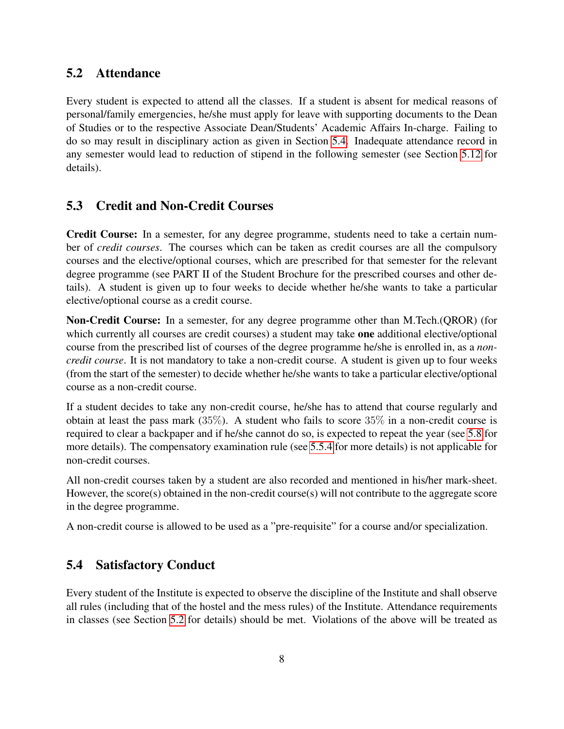## 5.2 Attendance

Every student is expected to attend all the classes. If a student is absent for medical reasons of personal/family emergencies, he/she must apply for leave with supporting documents to the Dean of Studies or to the respective Associate Dean/Students' Academic Affairs In-charge. Failing to do so may result in disciplinary action as given in Section 5.4. Inadequate attendance record in any semester would lead to reduction of stipend in the following semester (see Section 5.12 for details).

## 5.3 Credit and Non-Credit Courses

**Credit Course:** In a semester, for any degree programme, students need to take a certain number of *credit courses*. The courses which can be taken as credit courses are all the compulsory courses and the elective/optional courses, which are prescribed for that semester for the relevant degree programme (see PART II of the Student Brochure for the prescribed courses and other details). A student is given up to four weeks to decide whether he/she wants to take a particular elective/optional course as a credit course.

**Non-Credit Course:** In a semester, for any degree programme other than M.Tech.(QROR) (for which currently all courses are credit courses) a student may take **one** additional elective/optional course from the prescribed list of courses of the degree programme he/she is enrolled in, as a *non-credit course*. It is not mandatory to take a non-credit course. A student is given up to four weeks (from the start of the semester) to decide whether he/she wants to take a particular elective/optional course as a non-credit course.

If a student decides to take any non-credit course, he/she has to attend that course regularly and obtain at least the pass mark (35%). A student who fails to score 35% in a non-credit course is required to clear a backpaper and if he/she cannot do so, is expected to repeat the year (see 5.8 for more details). The compensatory examination rule (see 5.5.4 for more details) is not applicable for non-credit courses.

All non-credit courses taken by a student are also recorded and mentioned in his/her mark-sheet. However, the score(s) obtained in the non-credit course(s) will not contribute to the aggregate score in the degree programme.

A non-credit course is allowed to be used as a "pre-requisite" for a course and/or specialization.

## 5.4 Satisfactory Conduct

Every student of the Institute is expected to observe the discipline of the Institute and shall observe all rules (including that of the hostel and the mess rules) of the Institute. Attendance requirements in classes (see Section 5.2 for details) should be met. Violations of the above will be treated as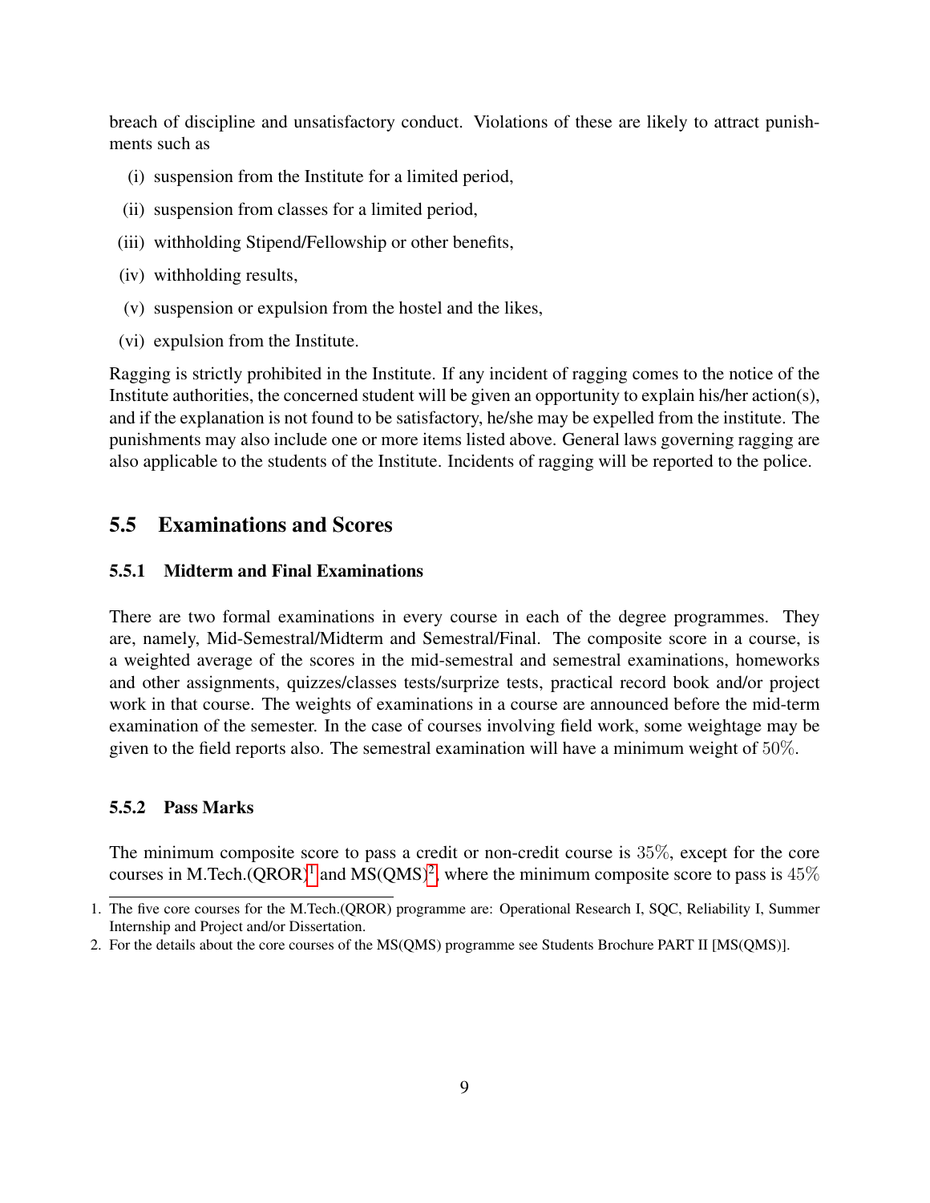breach of discipline and unsatisfactory conduct. Violations of these are likely to attract punishments such as

(i) suspension from the Institute for a limited period,

(ii) suspension from classes for a limited period,

(iii) withholding Stipend/Fellowship or other benefits,

(iv) withholding results,

(v) suspension or expulsion from the hostel and the likes,

(vi) expulsion from the Institute.

Ragging is strictly prohibited in the Institute. If any incident of ragging comes to the notice of the Institute authorities, the concerned student will be given an opportunity to explain his/her action(s), and if the explanation is not found to be satisfactory, he/she may be expelled from the institute. The punishments may also include one or more items listed above. General laws governing ragging are also applicable to the students of the Institute. Incidents of ragging will be reported to the police.

## 5.5 Examinations and Scores

### 5.5.1 Midterm and Final Examinations

There are two formal examinations in every course in each of the degree programmes. They are, namely, Mid-Semestral/Midterm and Semestral/Final. The composite score in a course, is a weighted average of the scores in the mid-semestral and semestral examinations, homeworks and other assignments, quizzes/classes tests/surprize tests, practical record book and/or project work in that course. The weights of examinations in a course are announced before the mid-term examination of the semester. In the case of courses involving field work, some weightage may be given to the field reports also. The semestral examination will have a minimum weight of $50\%$.

### 5.5.2 Pass Marks

The minimum composite score to pass a credit or non-credit course is $35\%$, except for the core courses in M.Tech.(QROR)[1] and MS(QMS)[2], where the minimum composite score to pass is $45\%$

1. The five core courses for the M.Tech.(QROR) programme are: Operational Research I, SQC, Reliability I, Summer Internship and Project and/or Dissertation.
2. For the details about the core courses of the MS(QMS) programme see Students Brochure PART II [MS(QMS)].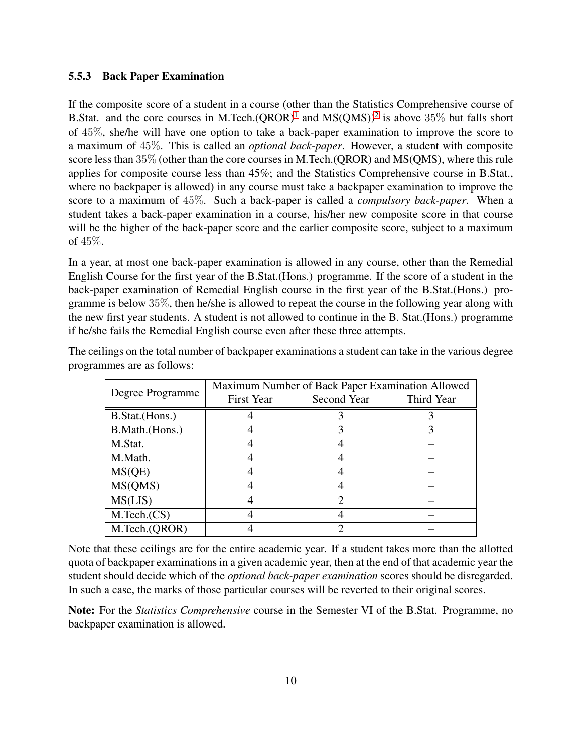### 5.5.3 Back Paper Examination

If the composite score of a student in a course (other than the Statistics Comprehensive course of B.Stat. and the core courses in M.Tech.(QROR)[1] and MS(QMS))[2] is above $35\%$ but falls short of $45\%$, she/he will have one option to take a back-paper examination to improve the score to a maximum of $45\%$. This is called an *optional back-paper*. However, a student with composite score less than $35\%$ (other than the core courses in M.Tech.(QROR) and MS(QMS), where this rule applies for composite course less than 45%; and the Statistics Comprehensive course in B.Stat., where no backpaper is allowed) in any course must take a backpaper examination to improve the score to a maximum of $45\%$. Such a back-paper is called a *compulsory back-paper*. When a student takes a back-paper examination in a course, his/her new composite score in that course will be the higher of the back-paper score and the earlier composite score, subject to a maximum of $45\%$.

In a year, at most one back-paper examination is allowed in any course, other than the Remedial English Course for the first year of the B.Stat.(Hons.) programme. If the score of a student in the back-paper examination of Remedial English course in the first year of the B.Stat.(Hons.) programme is below $35\%$, then he/she is allowed to repeat the course in the following year along with the new first year students. A student is not allowed to continue in the B. Stat.(Hons.) programme if he/she fails the Remedial English course even after these three attempts.

The ceilings on the total number of backpaper examinations a student can take in the various degree programmes are as follows:

| Degree Programme | Maximum Number of Back Paper Examination Allowed | | |
|---|---|---|---|
| | First Year | Second Year | Third Year |
| B.Stat.(Hons.) | 4 | 3 | 3 |
| B.Math.(Hons.) | 4 | 3 | 3 |
| M.Stat. | 4 | 4 | – |
| M.Math. | 4 | 4 | – |
| MS(QE) | 4 | 4 | – |
| MS(QMS) | 4 | 4 | – |
| MS(LIS) | 4 | 2 | – |
| M.Tech.(CS) | 4 | 4 | – |
| M.Tech.(QROR) | 4 | 2 | – |

Note that these ceilings are for the entire academic year. If a student takes more than the allotted quota of backpaper examinations in a given academic year, then at the end of that academic year the student should decide which of the *optional back-paper examination* scores should be disregarded. In such a case, the marks of those particular courses will be reverted to their original scores.

**Note:** For the *Statistics Comprehensive* course in the Semester VI of the B.Stat. Programme, no backpaper examination is allowed.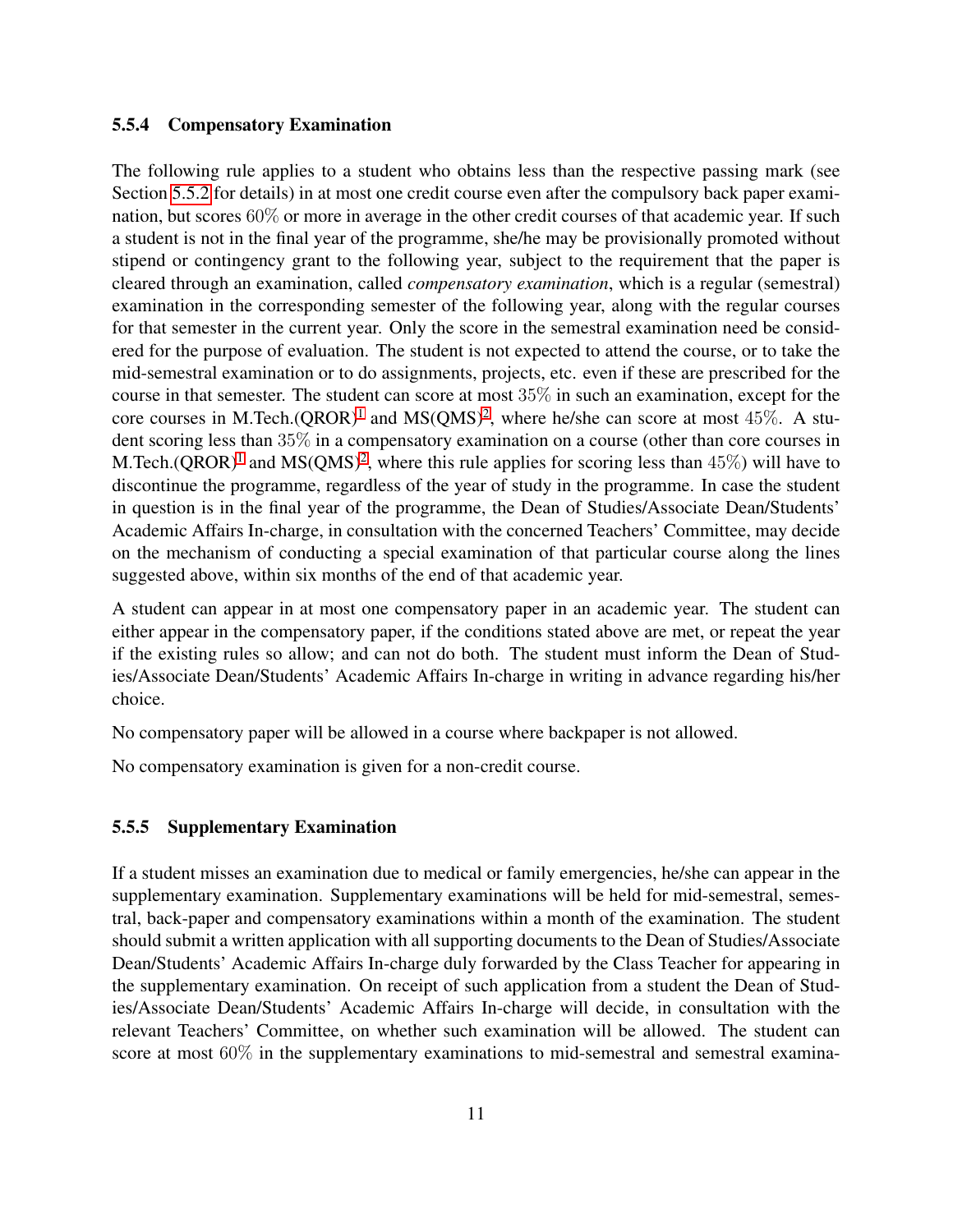### 5.5.4 Compensatory Examination

The following rule applies to a student who obtains less than the respective passing mark (see Section 5.5.2 for details) in at most one credit course even after the compulsory back paper examination, but scores $60\%$ or more in average in the other credit courses of that academic year. If such a student is not in the final year of the programme, she/he may be provisionally promoted without stipend or contingency grant to the following year, subject to the requirement that the paper is cleared through an examination, called *compensatory examination*, which is a regular (semestral) examination in the corresponding semester of the following year, along with the regular courses for that semester in the current year. Only the score in the semestral examination need be considered for the purpose of evaluation. The student is not expected to attend the course, or to take the mid-semestral examination or to do assignments, projects, etc. even if these are prescribed for the course in that semester. The student can score at most $35\%$ in such an examination, except for the core courses in M.Tech.(QROR)[1] and MS(QMS)[2], where he/she can score at most $45\%$. A student scoring less than $35\%$ in a compensatory examination on a course (other than core courses in M.Tech.(QROR)[1] and MS(QMS)[2], where this rule applies for scoring less than $45\%$) will have to discontinue the programme, regardless of the year of study in the programme. In case the student in question is in the final year of the programme, the Dean of Studies/Associate Dean/Students' Academic Affairs In-charge, in consultation with the concerned Teachers' Committee, may decide on the mechanism of conducting a special examination of that particular course along the lines suggested above, within six months of the end of that academic year.

A student can appear in at most one compensatory paper in an academic year. The student can either appear in the compensatory paper, if the conditions stated above are met, or repeat the year if the existing rules so allow; and can not do both. The student must inform the Dean of Studies/Associate Dean/Students' Academic Affairs In-charge in writing in advance regarding his/her choice.

No compensatory paper will be allowed in a course where backpaper is not allowed.

No compensatory examination is given for a non-credit course.

### 5.5.5 Supplementary Examination

If a student misses an examination due to medical or family emergencies, he/she can appear in the supplementary examination. Supplementary examinations will be held for mid-semestral, semestral, back-paper and compensatory examinations within a month of the examination. The student should submit a written application with all supporting documents to the Dean of Studies/Associate Dean/Students' Academic Affairs In-charge duly forwarded by the Class Teacher for appearing in the supplementary examination. On receipt of such application from a student the Dean of Studies/Associate Dean/Students' Academic Affairs In-charge will decide, in consultation with the relevant Teachers' Committee, on whether such examination will be allowed. The student can score at most $60\%$ in the supplementary examinations to mid-semestral and semestral examina-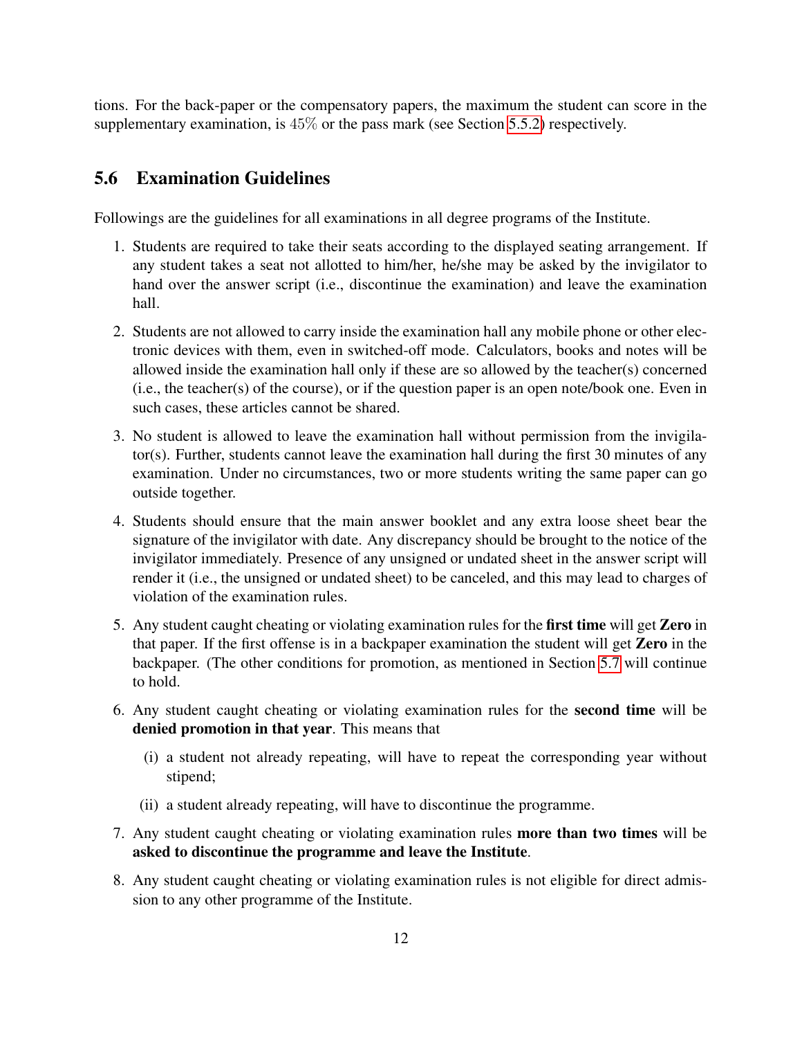tions. For the back-paper or the compensatory papers, the maximum the student can score in the supplementary examination, is $45\%$ or the pass mark (see Section 5.5.2) respectively.

## 5.6 Examination Guidelines

Followings are the guidelines for all examinations in all degree programs of the Institute.

1. Students are required to take their seats according to the displayed seating arrangement. If any student takes a seat not allotted to him/her, he/she may be asked by the invigilator to hand over the answer script (i.e., discontinue the examination) and leave the examination hall.

2. Students are not allowed to carry inside the examination hall any mobile phone or other electronic devices with them, even in switched-off mode. Calculators, books and notes will be allowed inside the examination hall only if these are so allowed by the teacher(s) concerned (i.e., the teacher(s) of the course), or if the question paper is an open note/book one. Even in such cases, these articles cannot be shared.

3. No student is allowed to leave the examination hall without permission from the invigilator(s). Further, students cannot leave the examination hall during the first 30 minutes of any examination. Under no circumstances, two or more students writing the same paper can go outside together.

4. Students should ensure that the main answer booklet and any extra loose sheet bear the signature of the invigilator with date. Any discrepancy should be brought to the notice of the invigilator immediately. Presence of any unsigned or undated sheet in the answer script will render it (i.e., the unsigned or undated sheet) to be canceled, and this may lead to charges of violation of the examination rules.

5. Any student caught cheating or violating examination rules for the **first time** will get **Zero** in that paper. If the first offense is in a backpaper examination the student will get **Zero** in the backpaper. (The other conditions for promotion, as mentioned in Section 5.7 will continue to hold.

6. Any student caught cheating or violating examination rules for the **second time** will be **denied promotion in that year**. This means that

   (i) a student not already repeating, will have to repeat the corresponding year without stipend;

   (ii) a student already repeating, will have to discontinue the programme.

7. Any student caught cheating or violating examination rules **more than two times** will be **asked to discontinue the programme and leave the Institute**.

8. Any student caught cheating or violating examination rules is not eligible for direct admission to any other programme of the Institute.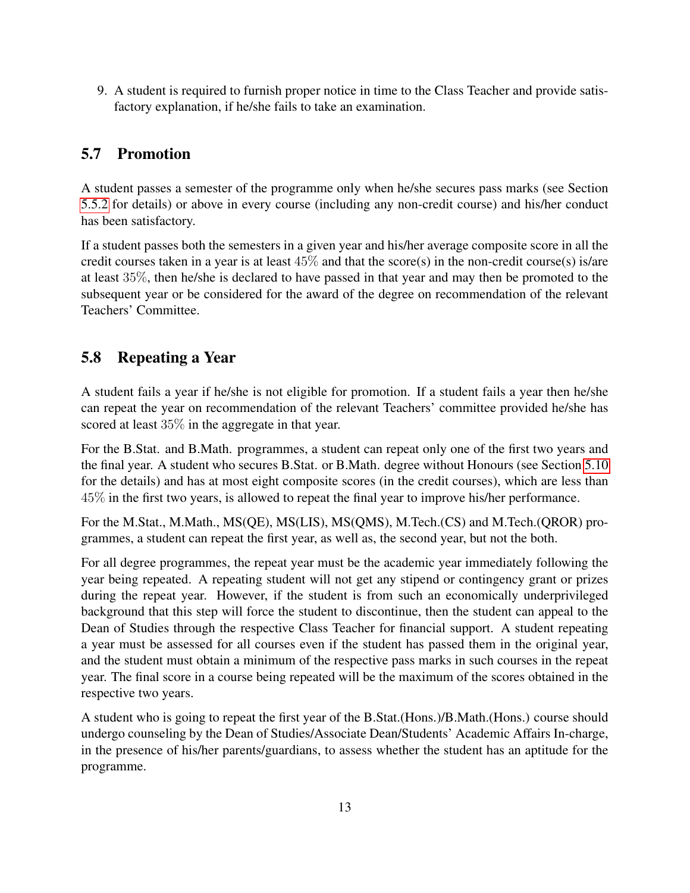9. A student is required to furnish proper notice in time to the Class Teacher and provide satisfactory explanation, if he/she fails to take an examination.

## 5.7 Promotion

A student passes a semester of the programme only when he/she secures pass marks (see Section 5.5.2 for details) or above in every course (including any non-credit course) and his/her conduct has been satisfactory.

If a student passes both the semesters in a given year and his/her average composite score in all the credit courses taken in a year is at least $45\%$ and that the score(s) in the non-credit course(s) is/are at least $35\%$, then he/she is declared to have passed in that year and may then be promoted to the subsequent year or be considered for the award of the degree on recommendation of the relevant Teachers' Committee.

## 5.8 Repeating a Year

A student fails a year if he/she is not eligible for promotion. If a student fails a year then he/she can repeat the year on recommendation of the relevant Teachers' committee provided he/she has scored at least $35\%$ in the aggregate in that year.

For the B.Stat. and B.Math. programmes, a student can repeat only one of the first two years and the final year. A student who secures B.Stat. or B.Math. degree without Honours (see Section 5.10 for the details) and has at most eight composite scores (in the credit courses), which are less than $45\%$ in the first two years, is allowed to repeat the final year to improve his/her performance.

For the M.Stat., M.Math., MS(QE), MS(LIS), MS(QMS), M.Tech.(CS) and M.Tech.(QROR) programmes, a student can repeat the first year, as well as, the second year, but not the both.

For all degree programmes, the repeat year must be the academic year immediately following the year being repeated. A repeating student will not get any stipend or contingency grant or prizes during the repeat year. However, if the student is from such an economically underprivileged background that this step will force the student to discontinue, then the student can appeal to the Dean of Studies through the respective Class Teacher for financial support. A student repeating a year must be assessed for all courses even if the student has passed them in the original year, and the student must obtain a minimum of the respective pass marks in such courses in the repeat year. The final score in a course being repeated will be the maximum of the scores obtained in the respective two years.

A student who is going to repeat the first year of the B.Stat.(Hons.)/B.Math.(Hons.) course should undergo counseling by the Dean of Studies/Associate Dean/Students' Academic Affairs In-charge, in the presence of his/her parents/guardians, to assess whether the student has an aptitude for the programme.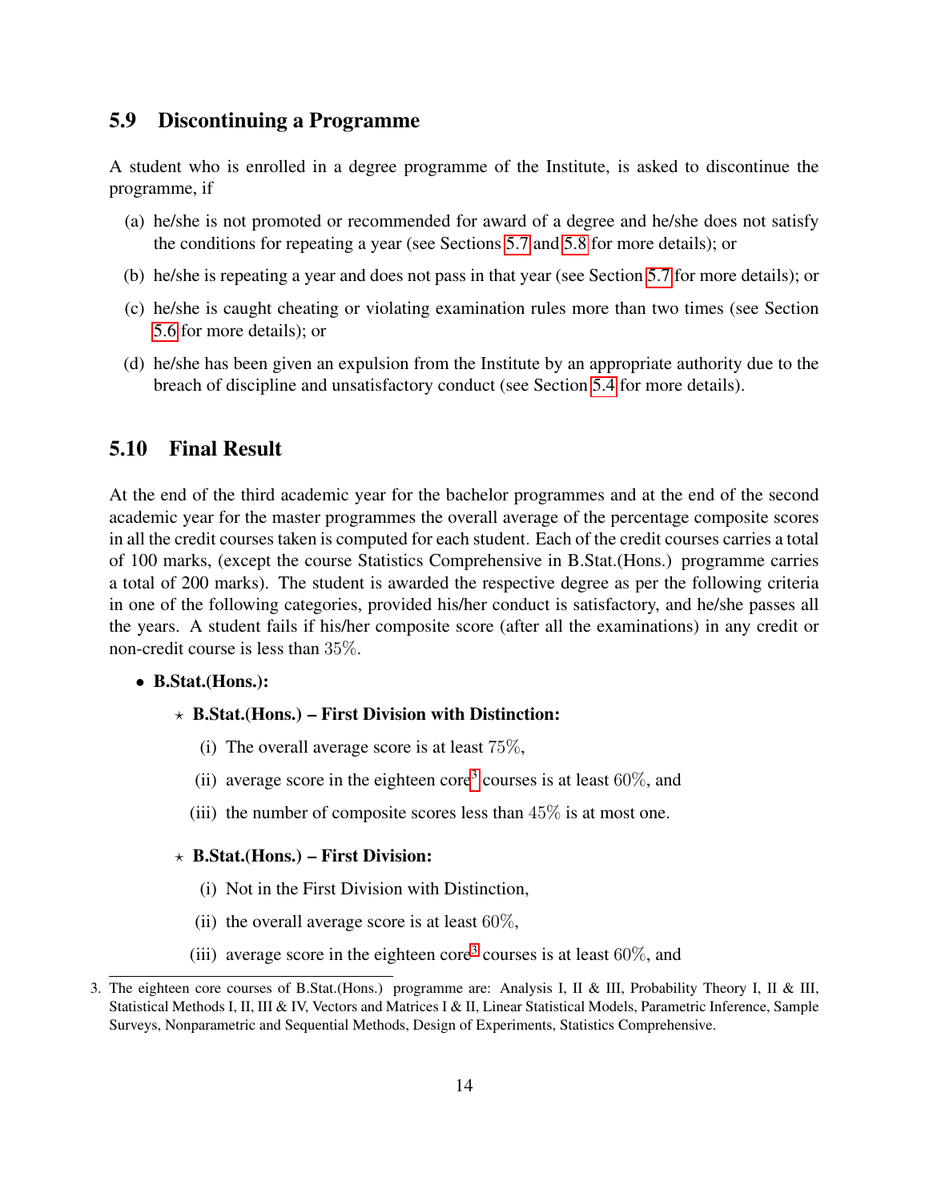## 5.9 Discontinuing a Programme

A student who is enrolled in a degree programme of the Institute, is asked to discontinue the programme, if

(a) he/she is not promoted or recommended for award of a degree and he/she does not satisfy the conditions for repeating a year (see Sections 5.7 and 5.8 for more details); or

(b) he/she is repeating a year and does not pass in that year (see Section 5.7 for more details); or

(c) he/she is caught cheating or violating examination rules more than two times (see Section 5.6 for more details); or

(d) he/she has been given an expulsion from the Institute by an appropriate authority due to the breach of discipline and unsatisfactory conduct (see Section 5.4 for more details).

## 5.10 Final Result

At the end of the third academic year for the bachelor programmes and at the end of the second academic year for the master programmes the overall average of the percentage composite scores in all the credit courses taken is computed for each student. Each of the credit courses carries a total of 100 marks, (except the course Statistics Comprehensive in B.Stat.(Hons.) programme carries a total of 200 marks). The student is awarded the respective degree as per the following criteria in one of the following categories, provided his/her conduct is satisfactory, and he/she passes all the years. A student fails if his/her composite score (after all the examinations) in any credit or non-credit course is less than 35%.

- **B.Stat.(Hons.):**
  - ⋆ **B.Stat.(Hons.) – First Division with Distinction:**
    - (i) The overall average score is at least 75%,
    - (ii) average score in the eighteen core[3] courses is at least 60%, and
    - (iii) the number of composite scores less than 45% is at most one.
  - ⋆ **B.Stat.(Hons.) – First Division:**
    - (i) Not in the First Division with Distinction,
    - (ii) the overall average score is at least 60%,
    - (iii) average score in the eighteen core[3] courses is at least 60%, and

3. The eighteen core courses of B.Stat.(Hons.) programme are: Analysis I, II & III, Probability Theory I, II & III, Statistical Methods I, II, III & IV, Vectors and Matrices I & II, Linear Statistical Models, Parametric Inference, Sample Surveys, Nonparametric and Sequential Methods, Design of Experiments, Statistics Comprehensive.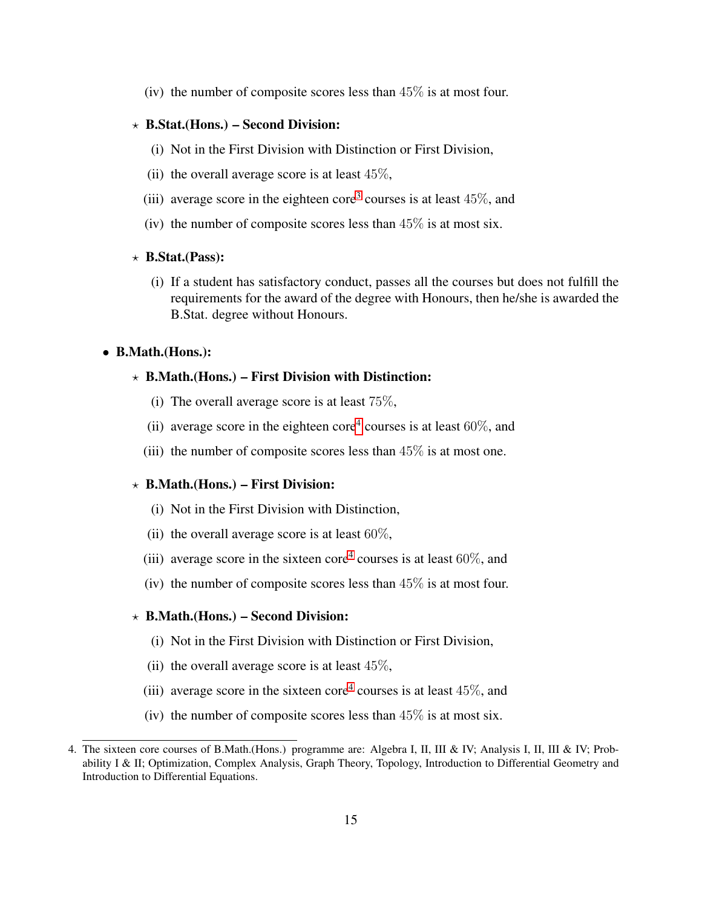(iv) the number of composite scores less than $45\%$ is at most four.

- **B.Stat.(Hons.) – Second Division:**
  - (i) Not in the First Division with Distinction or First Division,
  - (ii) the overall average score is at least $45\%$,
  - (iii) average score in the eighteen core[3] courses is at least $45\%$, and
  - (iv) the number of composite scores less than $45\%$ is at most six.

- **B.Stat.(Pass):**
  - (i) If a student has satisfactory conduct, passes all the courses but does not fulfill the requirements for the award of the degree with Honours, then he/she is awarded the B.Stat. degree without Honours.

- **B.Math.(Hons.):**
  - **B.Math.(Hons.) – First Division with Distinction:**
    - (i) The overall average score is at least $75\%$,
    - (ii) average score in the eighteen core[4] courses is at least $60\%$, and
    - (iii) the number of composite scores less than $45\%$ is at most one.
  - **B.Math.(Hons.) – First Division:**
    - (i) Not in the First Division with Distinction,
    - (ii) the overall average score is at least $60\%$,
    - (iii) average score in the sixteen core[4] courses is at least $60\%$, and
    - (iv) the number of composite scores less than $45\%$ is at most four.
  - **B.Math.(Hons.) – Second Division:**
    - (i) Not in the First Division with Distinction or First Division,
    - (ii) the overall average score is at least $45\%$,
    - (iii) average score in the sixteen core[4] courses is at least $45\%$, and
    - (iv) the number of composite scores less than $45\%$ is at most six.

---

4. The sixteen core courses of B.Math.(Hons.) programme are: Algebra I, II, III & IV; Analysis I, II, III & IV; Probability I & II; Optimization, Complex Analysis, Graph Theory, Topology, Introduction to Differential Geometry and Introduction to Differential Equations.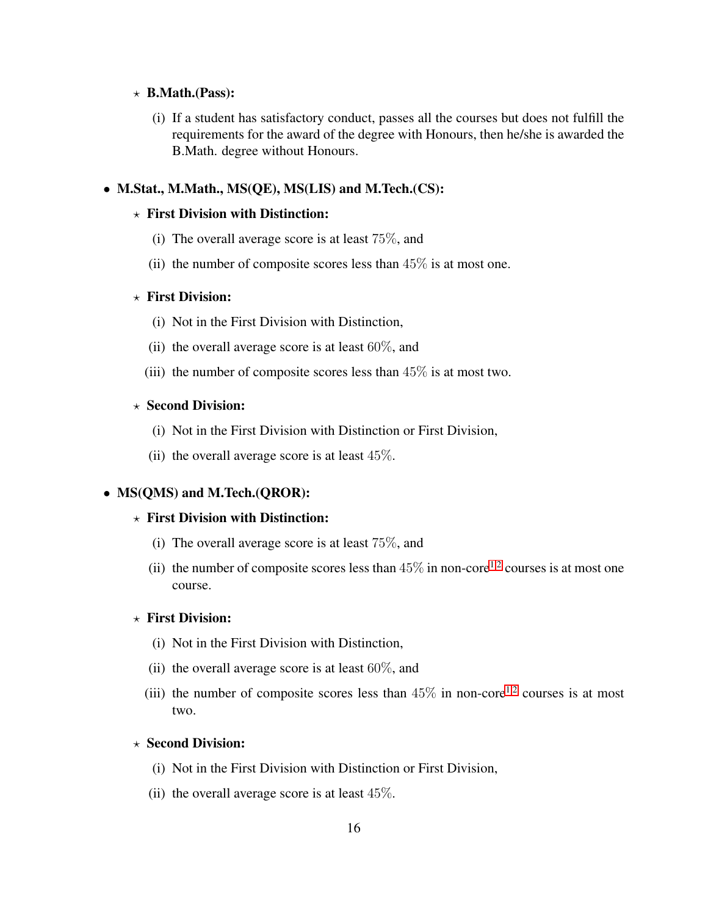- ⋆ **B.Math.(Pass):**

  (i) If a student has satisfactory conduct, passes all the courses but does not fulfill the requirements for the award of the degree with Honours, then he/she is awarded the B.Math. degree without Honours.

- **M.Stat., M.Math., MS(QE), MS(LIS) and M.Tech.(CS):**

  ⋆ **First Division with Distinction:**

  (i) The overall average score is at least $75\%$, and

  (ii) the number of composite scores less than $45\%$ is at most one.

  ⋆ **First Division:**

  (i) Not in the First Division with Distinction,

  (ii) the overall average score is at least $60\%$, and

  (iii) the number of composite scores less than $45\%$ is at most two.

  ⋆ **Second Division:**

  (i) Not in the First Division with Distinction or First Division,

  (ii) the overall average score is at least $45\%$.

- **MS(QMS) and M.Tech.(QROR):**

  ⋆ **First Division with Distinction:**

  (i) The overall average score is at least $75\%$, and

  (ii) the number of composite scores less than $45\%$ in non-core[1,2] courses is at most one course.

  ⋆ **First Division:**

  (i) Not in the First Division with Distinction,

  (ii) the overall average score is at least $60\%$, and

  (iii) the number of composite scores less than $45\%$ in non-core[1,2] courses is at most two.

  ⋆ **Second Division:**

  (i) Not in the First Division with Distinction or First Division,

  (ii) the overall average score is at least $45\%$.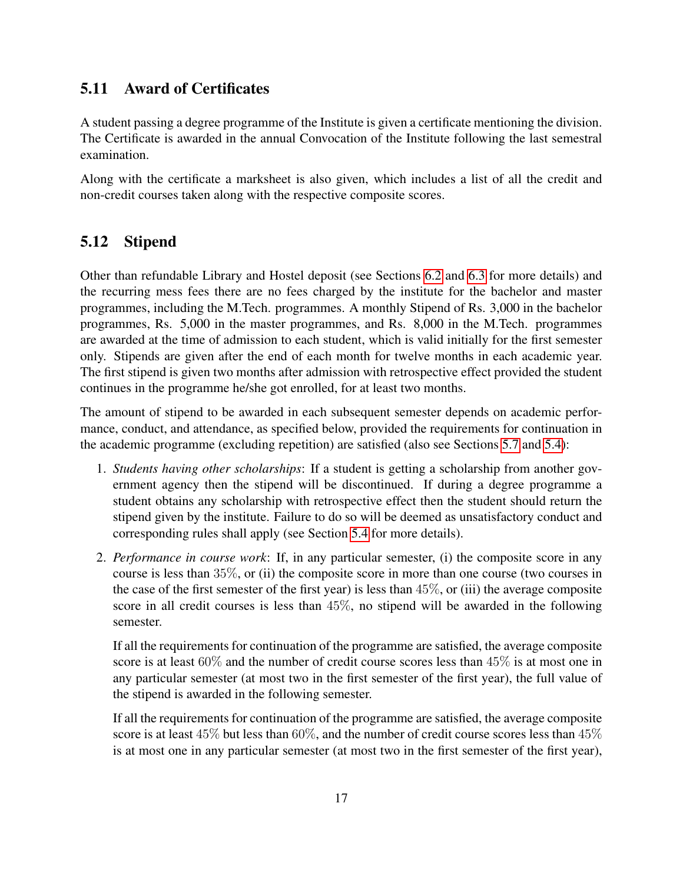## 5.11 Award of Certificates

A student passing a degree programme of the Institute is given a certificate mentioning the division. The Certificate is awarded in the annual Convocation of the Institute following the last semestral examination.

Along with the certificate a marksheet is also given, which includes a list of all the credit and non-credit courses taken along with the respective composite scores.

## 5.12 Stipend

Other than refundable Library and Hostel deposit (see Sections 6.2 and 6.3 for more details) and the recurring mess fees there are no fees charged by the institute for the bachelor and master programmes, including the M.Tech. programmes. A monthly Stipend of Rs. 3,000 in the bachelor programmes, Rs. 5,000 in the master programmes, and Rs. 8,000 in the M.Tech. programmes are awarded at the time of admission to each student, which is valid initially for the first semester only. Stipends are given after the end of each month for twelve months in each academic year. The first stipend is given two months after admission with retrospective effect provided the student continues in the programme he/she got enrolled, for at least two months.

The amount of stipend to be awarded in each subsequent semester depends on academic performance, conduct, and attendance, as specified below, provided the requirements for continuation in the academic programme (excluding repetition) are satisfied (also see Sections 5.7 and 5.4):

1. *Students having other scholarships*: If a student is getting a scholarship from another government agency then the stipend will be discontinued. If during a degree programme a student obtains any scholarship with retrospective effect then the student should return the stipend given by the institute. Failure to do so will be deemed as unsatisfactory conduct and corresponding rules shall apply (see Section 5.4 for more details).

2. *Performance in course work*: If, in any particular semester, (i) the composite score in any course is less than $35\%$, or (ii) the composite score in more than one course (two courses in the case of the first semester of the first year) is less than $45\%$, or (iii) the average composite score in all credit courses is less than $45\%$, no stipend will be awarded in the following semester.

   If all the requirements for continuation of the programme are satisfied, the average composite score is at least $60\%$ and the number of credit course scores less than $45\%$ is at most one in any particular semester (at most two in the first semester of the first year), the full value of the stipend is awarded in the following semester.

   If all the requirements for continuation of the programme are satisfied, the average composite score is at least $45\%$ but less than $60\%$, and the number of credit course scores less than $45\%$ is at most one in any particular semester (at most two in the first semester of the first year),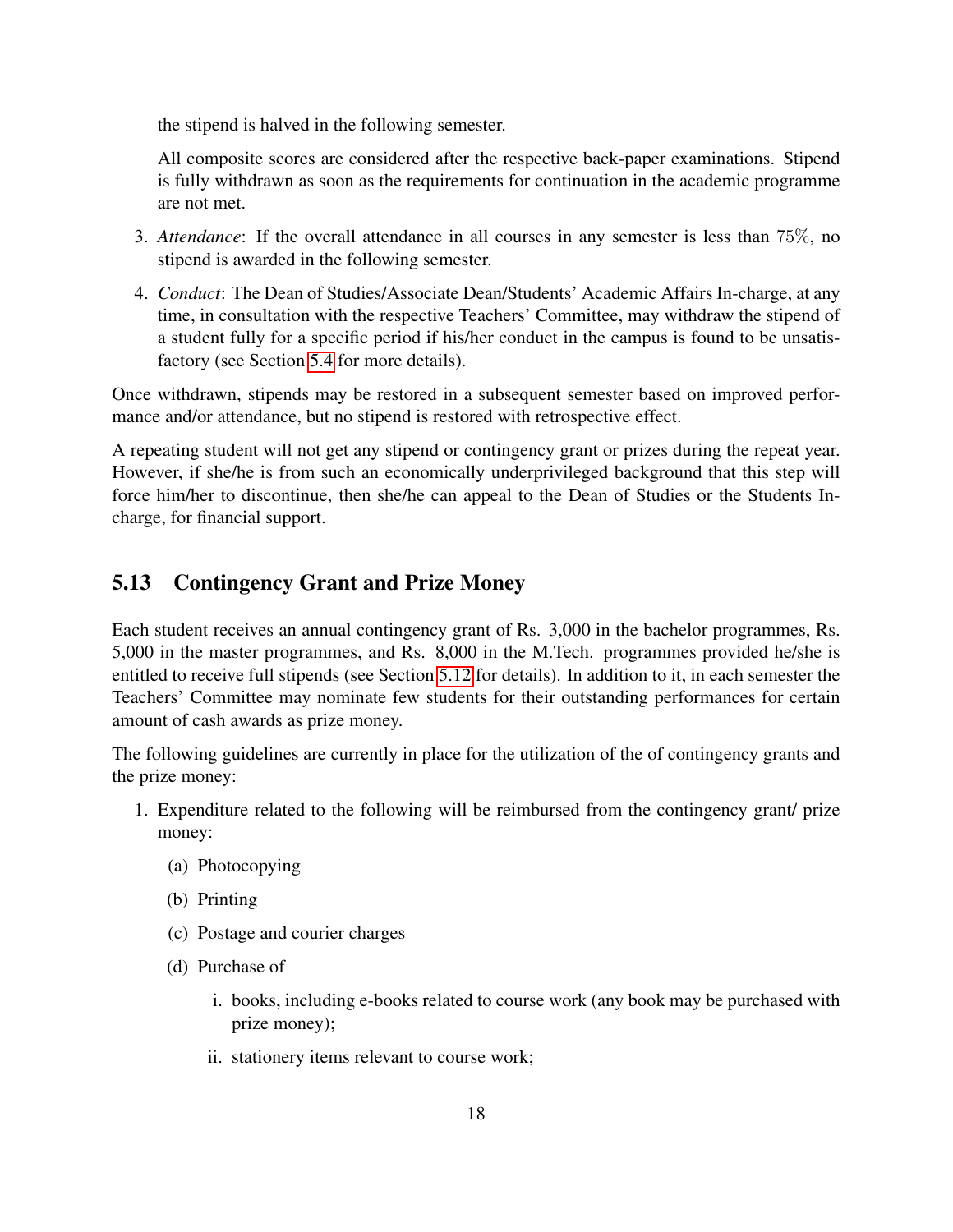the stipend is halved in the following semester.

All composite scores are considered after the respective back-paper examinations. Stipend is fully withdrawn as soon as the requirements for continuation in the academic programme are not met.

3. *Attendance*: If the overall attendance in all courses in any semester is less than $75\%$, no stipend is awarded in the following semester.

4. *Conduct*: The Dean of Studies/Associate Dean/Students' Academic Affairs In-charge, at any time, in consultation with the respective Teachers' Committee, may withdraw the stipend of a student fully for a specific period if his/her conduct in the campus is found to be unsatisfactory (see Section 5.4 for more details).

Once withdrawn, stipends may be restored in a subsequent semester based on improved performance and/or attendance, but no stipend is restored with retrospective effect.

A repeating student will not get any stipend or contingency grant or prizes during the repeat year. However, if she/he is from such an economically underprivileged background that this step will force him/her to discontinue, then she/he can appeal to the Dean of Studies or the Students In-charge, for financial support.

## 5.13 Contingency Grant and Prize Money

Each student receives an annual contingency grant of Rs. 3,000 in the bachelor programmes, Rs. 5,000 in the master programmes, and Rs. 8,000 in the M.Tech. programmes provided he/she is entitled to receive full stipends (see Section 5.12 for details). In addition to it, in each semester the Teachers' Committee may nominate few students for their outstanding performances for certain amount of cash awards as prize money.

The following guidelines are currently in place for the utilization of the of contingency grants and the prize money:

1. Expenditure related to the following will be reimbursed from the contingency grant/ prize money:
   (a) Photocopying
   (b) Printing
   (c) Postage and courier charges
   (d) Purchase of
      i. books, including e-books related to course work (any book may be purchased with prize money);
      ii. stationery items relevant to course work;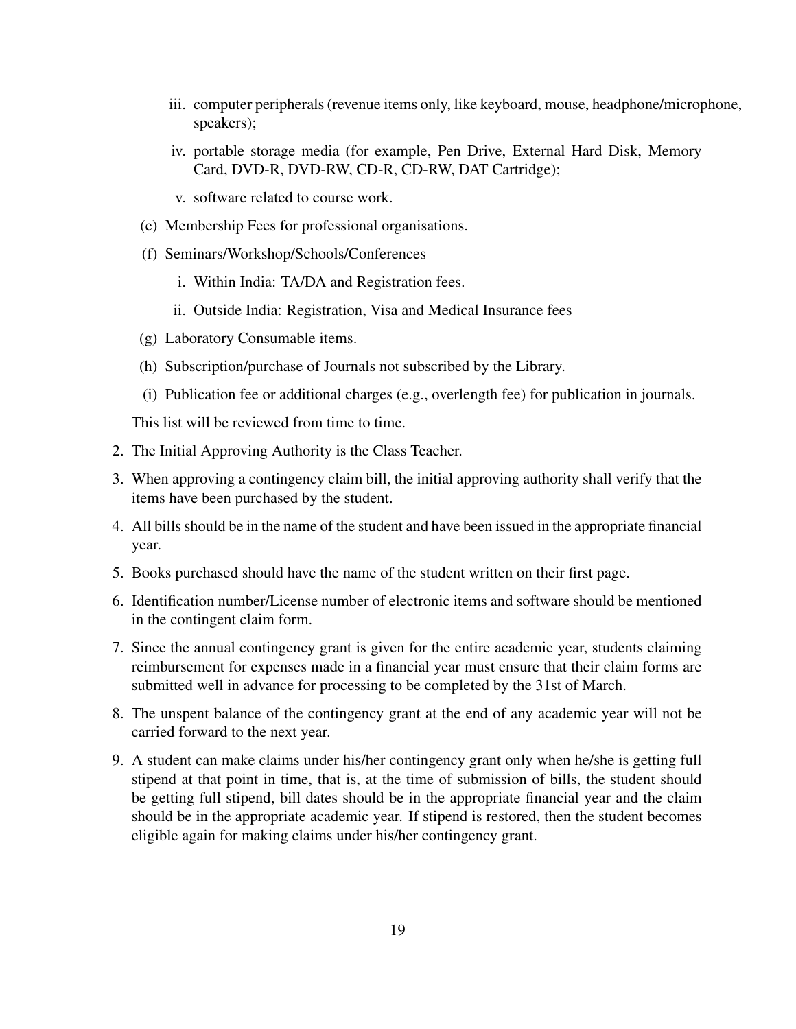iii. computer peripherals (revenue items only, like keyboard, mouse, headphone/microphone, speakers);

   iv. portable storage media (for example, Pen Drive, External Hard Disk, Memory Card, DVD-R, DVD-RW, CD-R, CD-RW, DAT Cartridge);

   v. software related to course work.

   (e) Membership Fees for professional organisations.

   (f) Seminars/Workshop/Schools/Conferences

   i. Within India: TA/DA and Registration fees.

   ii. Outside India: Registration, Visa and Medical Insurance fees

   (g) Laboratory Consumable items.

   (h) Subscription/purchase of Journals not subscribed by the Library.

   (i) Publication fee or additional charges (e.g., overlength fee) for publication in journals.

   This list will be reviewed from time to time.

2. The Initial Approving Authority is the Class Teacher.

3. When approving a contingency claim bill, the initial approving authority shall verify that the items have been purchased by the student.

4. All bills should be in the name of the student and have been issued in the appropriate financial year.

5. Books purchased should have the name of the student written on their first page.

6. Identification number/License number of electronic items and software should be mentioned in the contingent claim form.

7. Since the annual contingency grant is given for the entire academic year, students claiming reimbursement for expenses made in a financial year must ensure that their claim forms are submitted well in advance for processing to be completed by the 31st of March.

8. The unspent balance of the contingency grant at the end of any academic year will not be carried forward to the next year.

9. A student can make claims under his/her contingency grant only when he/she is getting full stipend at that point in time, that is, at the time of submission of bills, the student should be getting full stipend, bill dates should be in the appropriate financial year and the claim should be in the appropriate academic year. If stipend is restored, then the student becomes eligible again for making claims under his/her contingency grant.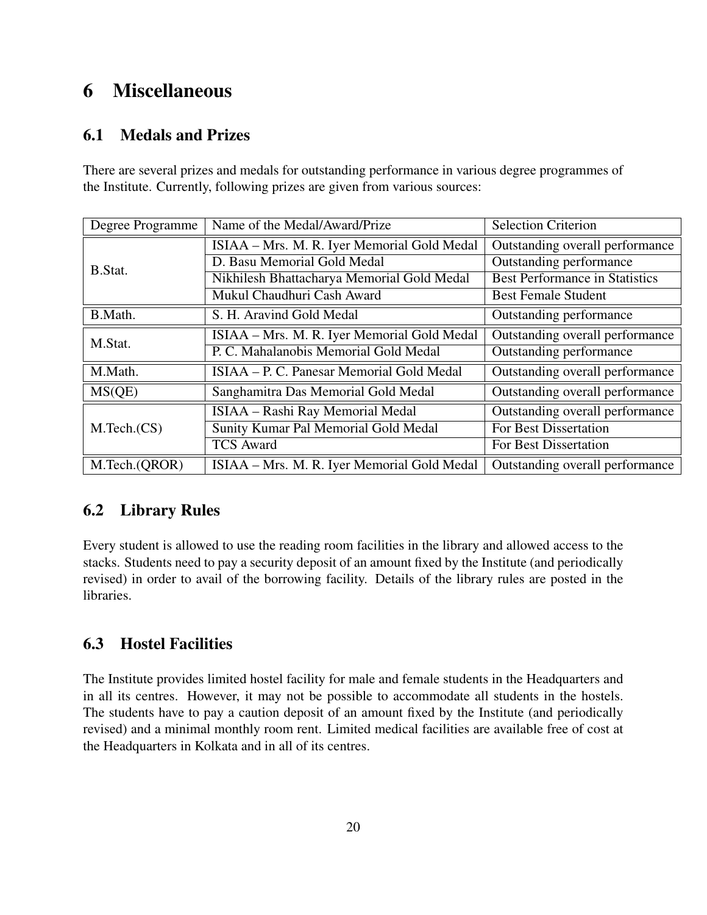# 6 Miscellaneous

## 6.1 Medals and Prizes

There are several prizes and medals for outstanding performance in various degree programmes of the Institute. Currently, following prizes are given from various sources:

| Degree Programme | Name of the Medal/Award/Prize | Selection Criterion |
|---|---|---|
| B.Stat. | ISIAA – Mrs. M. R. Iyer Memorial Gold Medal | Outstanding overall performance |
| | D. Basu Memorial Gold Medal | Outstanding performance |
| | Nikhilesh Bhattacharya Memorial Gold Medal | Best Performance in Statistics |
| | Mukul Chaudhuri Cash Award | Best Female Student |
| B.Math. | S. H. Aravind Gold Medal | Outstanding performance |
| M.Stat. | ISIAA – Mrs. M. R. Iyer Memorial Gold Medal | Outstanding overall performance |
| | P. C. Mahalanobis Memorial Gold Medal | Outstanding performance |
| M.Math. | ISIAA – P. C. Panesar Memorial Gold Medal | Outstanding overall performance |
| MS(QE) | Sanghamitra Das Memorial Gold Medal | Outstanding overall performance |
| M.Tech.(CS) | ISIAA – Rashi Ray Memorial Medal | Outstanding overall performance |
| | Sunity Kumar Pal Memorial Gold Medal | For Best Dissertation |
| | TCS Award | For Best Dissertation |
| M.Tech.(QROR) | ISIAA – Mrs. M. R. Iyer Memorial Gold Medal | Outstanding overall performance |

## 6.2 Library Rules

Every student is allowed to use the reading room facilities in the library and allowed access to the stacks. Students need to pay a security deposit of an amount fixed by the Institute (and periodically revised) in order to avail of the borrowing facility. Details of the library rules are posted in the libraries.

## 6.3 Hostel Facilities

The Institute provides limited hostel facility for male and female students in the Headquarters and in all its centres. However, it may not be possible to accommodate all students in the hostels. The students have to pay a caution deposit of an amount fixed by the Institute (and periodically revised) and a minimal monthly room rent. Limited medical facilities are available free of cost at the Headquarters in Kolkata and in all of its centres.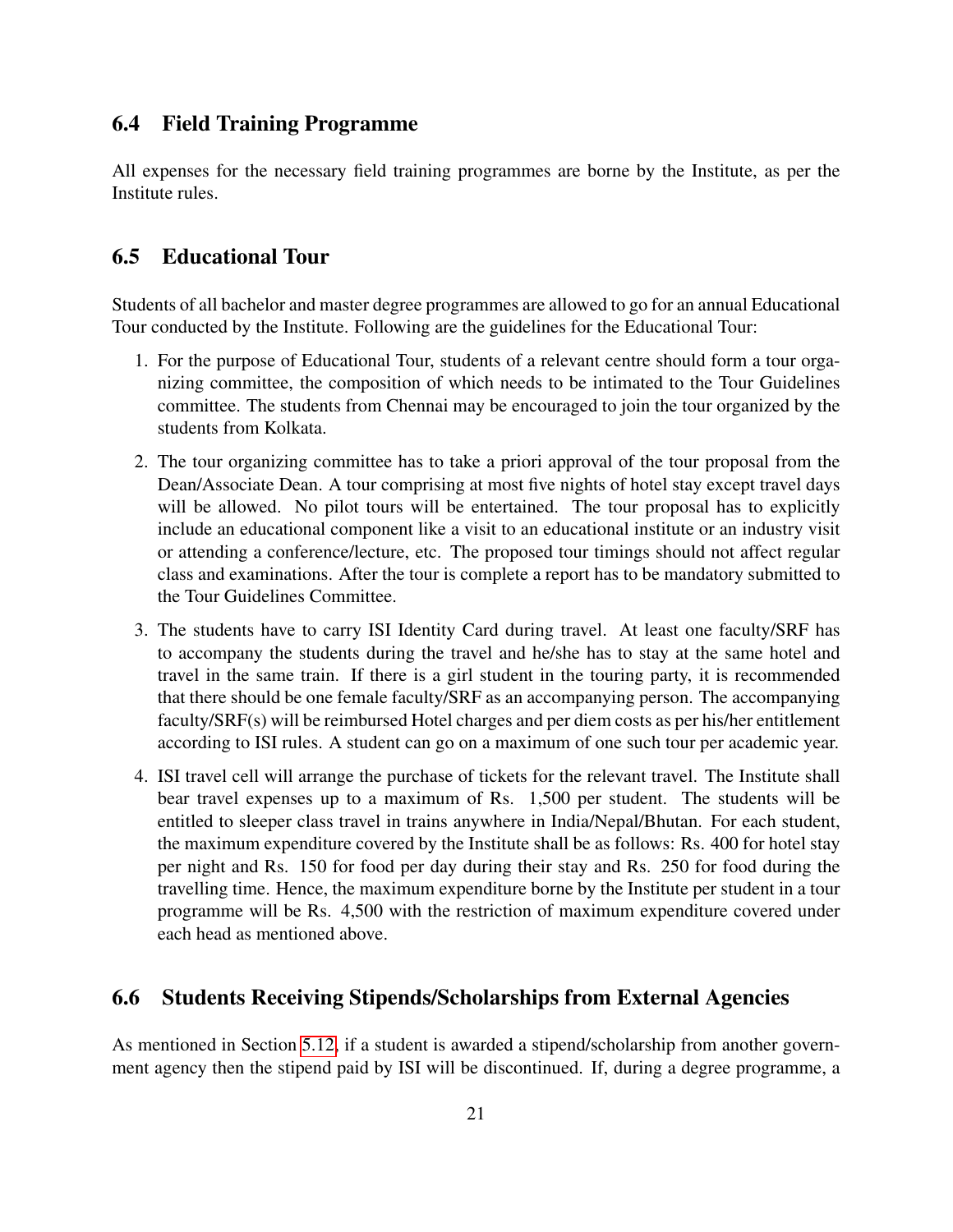## 6.4 Field Training Programme

All expenses for the necessary field training programmes are borne by the Institute, as per the Institute rules.

## 6.5 Educational Tour

Students of all bachelor and master degree programmes are allowed to go for an annual Educational Tour conducted by the Institute. Following are the guidelines for the Educational Tour:

1. For the purpose of Educational Tour, students of a relevant centre should form a tour organizing committee, the composition of which needs to be intimated to the Tour Guidelines committee. The students from Chennai may be encouraged to join the tour organized by the students from Kolkata.
2. The tour organizing committee has to take a priori approval of the tour proposal from the Dean/Associate Dean. A tour comprising at most five nights of hotel stay except travel days will be allowed. No pilot tours will be entertained. The tour proposal has to explicitly include an educational component like a visit to an educational institute or an industry visit or attending a conference/lecture, etc. The proposed tour timings should not affect regular class and examinations. After the tour is complete a report has to be mandatory submitted to the Tour Guidelines Committee.
3. The students have to carry ISI Identity Card during travel. At least one faculty/SRF has to accompany the students during the travel and he/she has to stay at the same hotel and travel in the same train. If there is a girl student in the touring party, it is recommended that there should be one female faculty/SRF as an accompanying person. The accompanying faculty/SRF(s) will be reimbursed Hotel charges and per diem costs as per his/her entitlement according to ISI rules. A student can go on a maximum of one such tour per academic year.
4. ISI travel cell will arrange the purchase of tickets for the relevant travel. The Institute shall bear travel expenses up to a maximum of Rs. 1,500 per student. The students will be entitled to sleeper class travel in trains anywhere in India/Nepal/Bhutan. For each student, the maximum expenditure covered by the Institute shall be as follows: Rs. 400 for hotel stay per night and Rs. 150 for food per day during their stay and Rs. 250 for food during the travelling time. Hence, the maximum expenditure borne by the Institute per student in a tour programme will be Rs. 4,500 with the restriction of maximum expenditure covered under each head as mentioned above.

## 6.6 Students Receiving Stipends/Scholarships from External Agencies

As mentioned in Section 5.12, if a student is awarded a stipend/scholarship from another government agency then the stipend paid by ISI will be discontinued. If, during a degree programme, a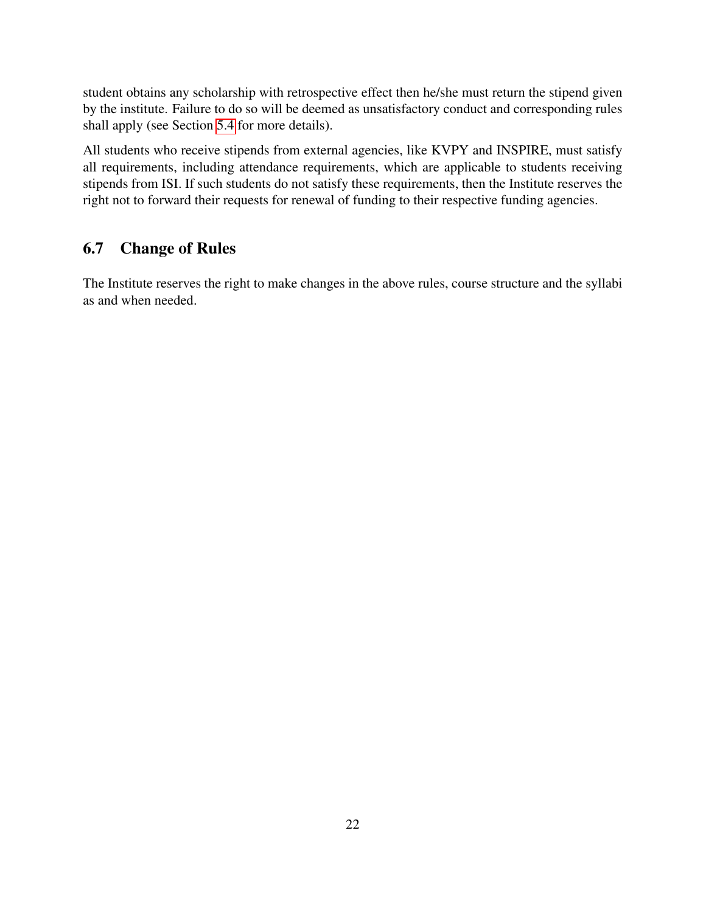student obtains any scholarship with retrospective effect then he/she must return the stipend given by the institute. Failure to do so will be deemed as unsatisfactory conduct and corresponding rules shall apply (see Section 5.4 for more details).

All students who receive stipends from external agencies, like KVPY and INSPIRE, must satisfy all requirements, including attendance requirements, which are applicable to students receiving stipends from ISI. If such students do not satisfy these requirements, then the Institute reserves the right not to forward their requests for renewal of funding to their respective funding agencies.

## 6.7 Change of Rules

The Institute reserves the right to make changes in the above rules, course structure and the syllabi as and when needed.